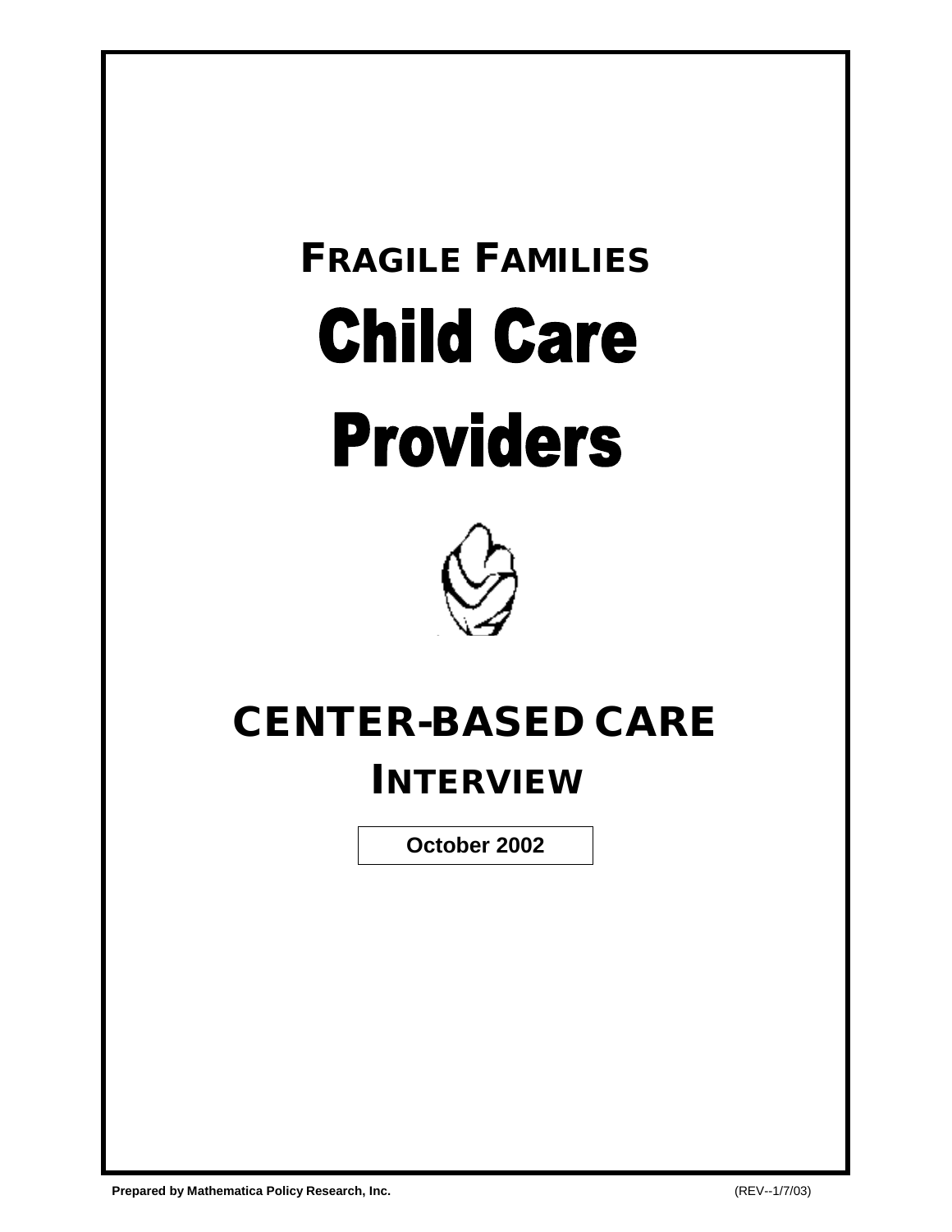# FRAGILE FAMILIES

# Child Care Providers

# CENTER-BASED CARE

## INTERVIEW

**October 2002**

**Prepared by Mathematica Policy Research, Inc.** (REV--1/7/03)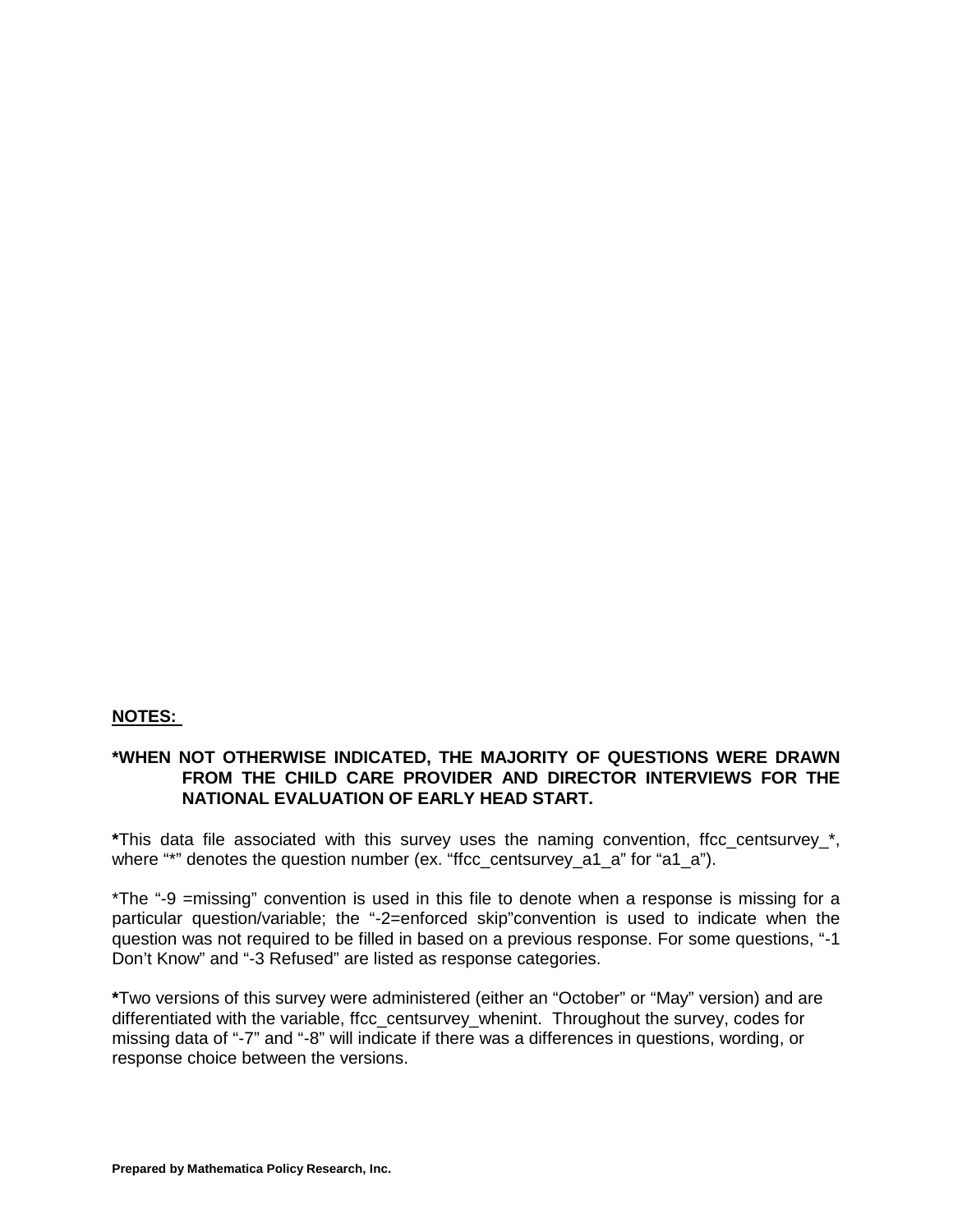**NOTES:**

***WHEN NOT OTHERWISE INDICATED, THE MAJORITY OF QUESTIONS WERE DRAWN FROM THE CHILD CARE PROVIDER AND DIRECTOR INTERVIEWS FOR THE NATIONAL EVALUATION OF EARLY HEAD START.**

**\***This data file associated with this survey uses the naming convention, ffcc_centsurvey_*, where "*" denotes the question number (ex. "ffcc_centsurvey_a1_a" for "a1_a").

*The "-9 =missing" convention is used in this file to denote when a response is missing for a particular question/variable; the "-2=enforced skip"convention is used to indicate when the question was not required to be filled in based on a previous response. For some questions, "-1 Don't Know" and "-3 Refused" are listed as response categories.

**\***Two versions of this survey were administered (either an "October" or "May" version) and are differentiated with the variable, ffcc_centsurvey_whenint. Throughout the survey, codes for missing data of "-7" and "-8" will indicate if there was a differences in questions, wording, or response choice between the versions.

**Prepared by Mathematica Policy Research, Inc.**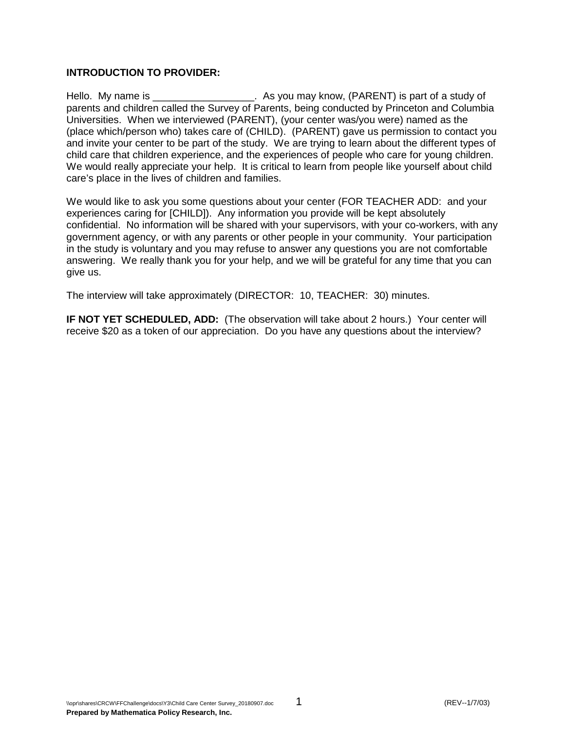**INTRODUCTION TO PROVIDER:**

Hello. My name is __________________. As you may know, (PARENT) is part of a study of parents and children called the Survey of Parents, being conducted by Princeton and Columbia Universities. When we interviewed (PARENT), (your center was/you were) named as the (place which/person who) takes care of (CHILD). (PARENT) gave us permission to contact you and invite your center to be part of the study. We are trying to learn about the different types of child care that children experience, and the experiences of people who care for young children. We would really appreciate your help. It is critical to learn from people like yourself about child care's place in the lives of children and families.

We would like to ask you some questions about your center (FOR TEACHER ADD: and your experiences caring for [CHILD]). Any information you provide will be kept absolutely confidential. No information will be shared with your supervisors, with your co-workers, with any government agency, or with any parents or other people in your community. Your participation in the study is voluntary and you may refuse to answer any questions you are not comfortable answering. We really thank you for your help, and we will be grateful for any time that you can give us.

The interview will take approximately (DIRECTOR: 10, TEACHER: 30) minutes.

**IF NOT YET SCHEDULED, ADD:** (The observation will take about 2 hours.) Your center will receive $20 as a token of our appreciation. Do you have any questions about the interview?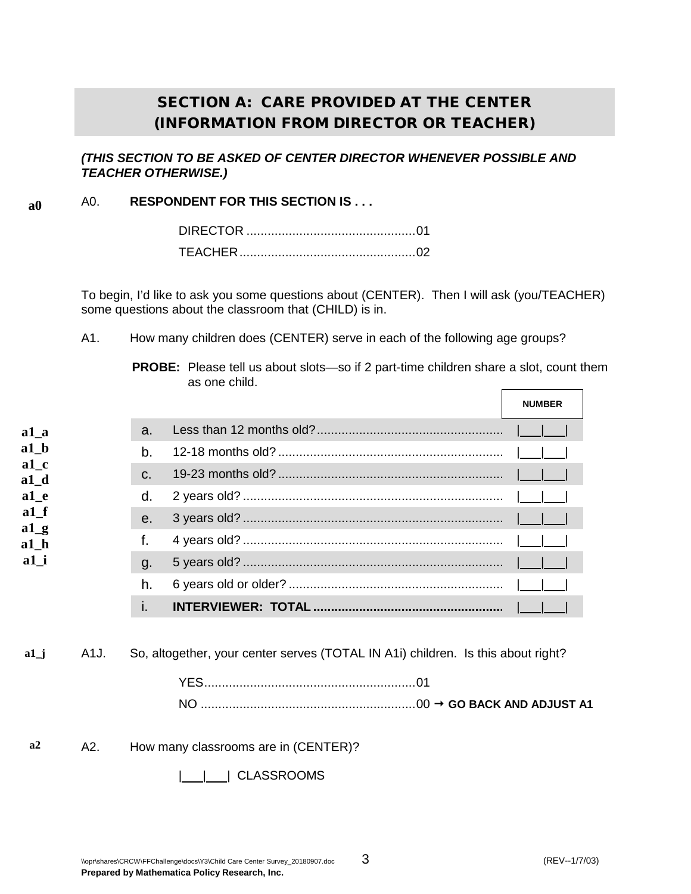## SECTION A: CARE PROVIDED AT THE CENTER (INFORMATION FROM DIRECTOR OR TEACHER)

***(THIS SECTION TO BE ASKED OF CENTER DIRECTOR WHENEVER POSSIBLE AND TEACHER OTHERWISE.)***

a0 A0. **RESPONDENT FOR THIS SECTION IS . . .**

DIRECTOR ................................................01
TEACHER..................................................02

To begin, I'd like to ask you some questions about (CENTER). Then I will ask (you/TEACHER) some questions about the classroom that (CHILD) is in.

A1. How many children does (CENTER) serve in each of the following age groups?

**PROBE:** Please tell us about slots—so if 2 part-time children share a slot, count them as one child.

| Variable | | | NUMBER |
|---|---|---|---|
| a1_a | a. | Less than 12 months old?.................................................... | \|___\|___\| |
| a1_b | b. | 12-18 months old?............................................................... | \|___\|___\| |
| a1_c | c. | 19-23 months old?............................................................... | \|___\|___\| |
| a1_d | d. | 2 years old?......................................................................... | \|___\|___\| |
| a1_e | e. | 3 years old?......................................................................... | \|___\|___\| |
| a1_f | f. | 4 years old?......................................................................... | \|___\|___\| |
| a1_g | g. | 5 years old?......................................................................... | \|___\|___\| |
| a1_h | h. | 6 years old or older?............................................................ | \|___\|___\| |
| a1_i | i. | **INTERVIEWER: TOTAL**..................................................... | \|___\|___\| |

a1_j A1J. So, altogether, your center serves (TOTAL IN A1i) children. Is this about right?

YES..........................................................01
NO ...........................................................00 → **GO BACK AND ADJUST A1**

a2 A2. How many classrooms are in (CENTER)?

|___|___| CLASSROOMS

\\opr\shares\CRCW\FFChallenge\docs\Y3\Child Care Center Survey_20180907.doc (REV--1/7/03)
**Prepared by Mathematica Policy Research, Inc.**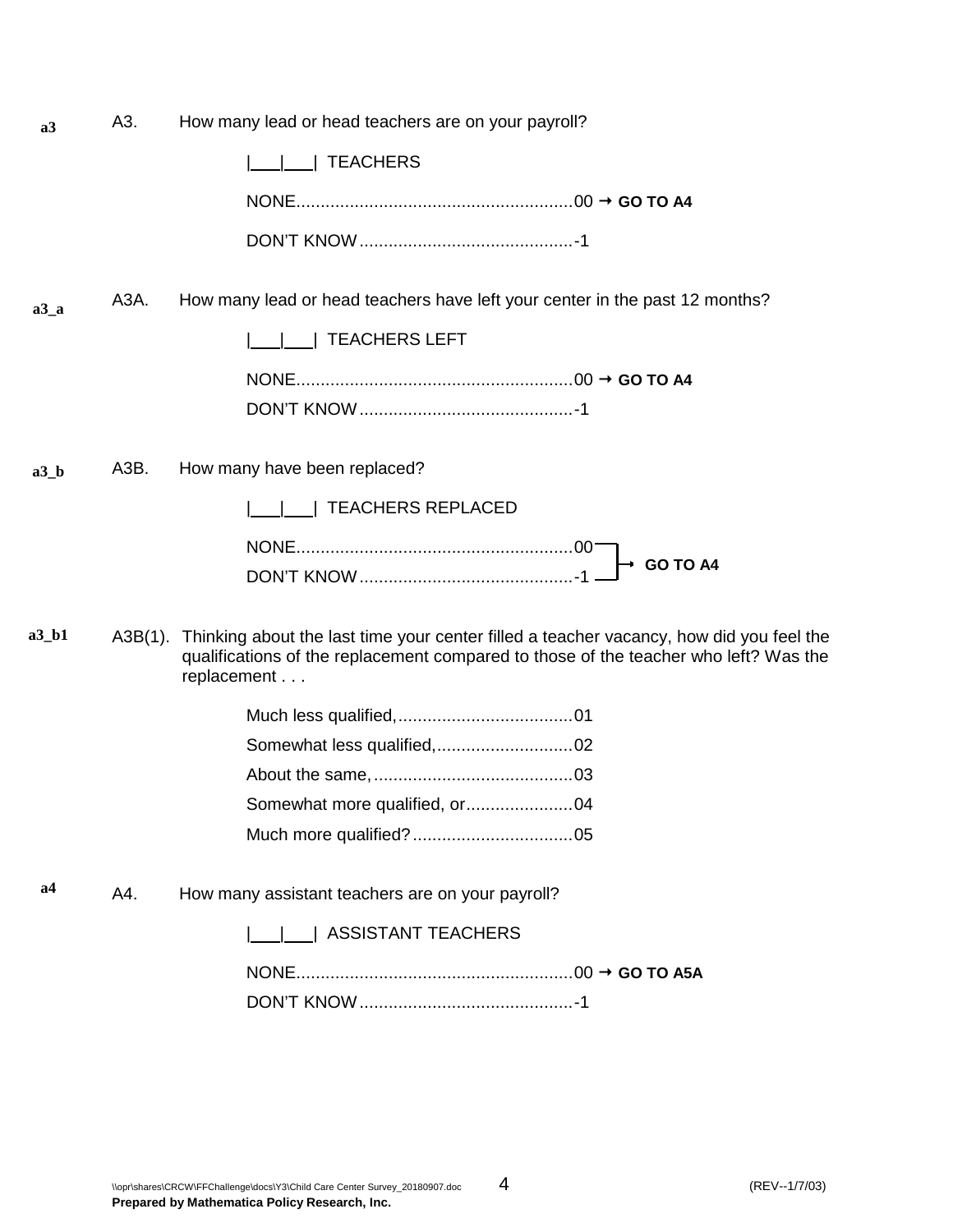a3 A3. How many lead or head teachers are on your payroll?

|___|___| TEACHERS

NONE........................................................00 → **GO TO A4**

DON'T KNOW............................................-1

a3_a A3A. How many lead or head teachers have left your center in the past 12 months?

|___|___| TEACHERS LEFT

NONE........................................................00 → **GO TO A4**

DON'T KNOW............................................-1

a3_b A3B. How many have been replaced?

|___|___| TEACHERS REPLACED

NONE........................................................00 ┐
DON'T KNOW............................................-1 ┘ → **GO TO A4**

a3_b1 A3B(1). Thinking about the last time your center filled a teacher vacancy, how did you feel the qualifications of the replacement compared to those of the teacher who left? Was the replacement . . .

Much less qualified,....................................01

Somewhat less qualified,............................02

About the same,..........................................03

Somewhat more qualified, or......................04

Much more qualified?.................................05

a4 A4. How many assistant teachers are on your payroll?

|___|___| ASSISTANT TEACHERS

NONE........................................................00 → **GO TO A5A**

DON'T KNOW............................................-1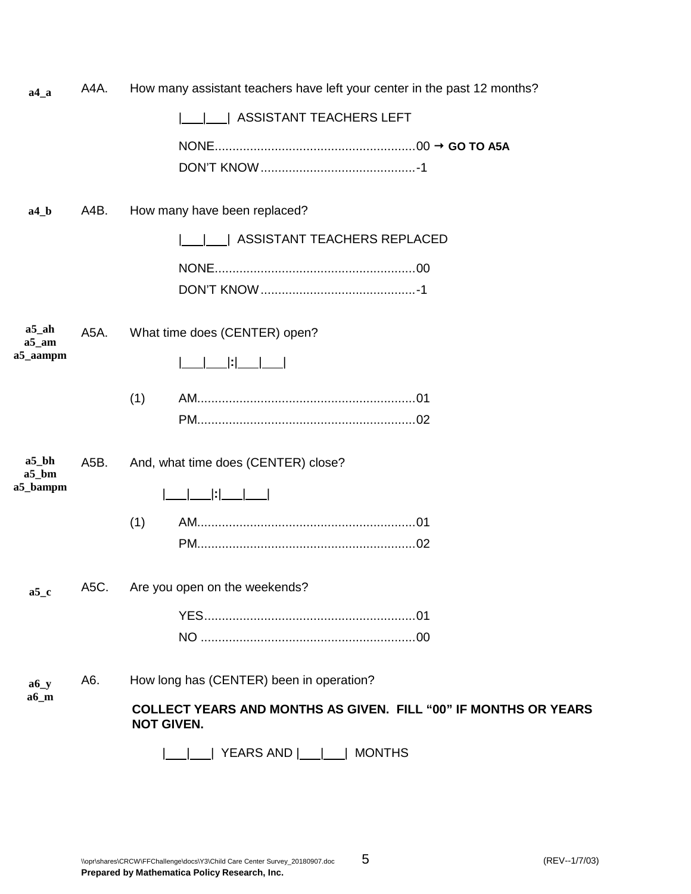**a4_a** A4A. How many assistant teachers have left your center in the past 12 months?

|___|___| ASSISTANT TEACHERS LEFT

NONE........................................................00 → **GO TO A5A**
DON'T KNOW...........................................-1

**a4_b** A4B. How many have been replaced?

|___|___| ASSISTANT TEACHERS REPLACED

NONE........................................................00
DON'T KNOW...........................................-1

**a5_ah**
**a5_am**
**a5_aampm** A5A. What time does (CENTER) open?

|___|___|**:**|___|___|

(1) AM.............................................................01
PM.............................................................02

**a5_bh**
**a5_bm**
**a5_bampm** A5B. And, what time does (CENTER) close?

|___|___|**:**|___|___|

(1) AM.............................................................01
PM.............................................................02

**a5_c** A5C. Are you open on the weekends?

YES...........................................................01
NO ............................................................00

**a6_y**
**a6_m** A6. How long has (CENTER) been in operation?

**COLLECT YEARS AND MONTHS AS GIVEN. FILL "00" IF MONTHS OR YEARS NOT GIVEN.**

|___|___| YEARS AND |___|___| MONTHS

\\opr\shares\CRCW\FFChallenge\docs\Y3\Child Care Center Survey_20180907.doc (REV--1/7/03)
**Prepared by Mathematica Policy Research, Inc.**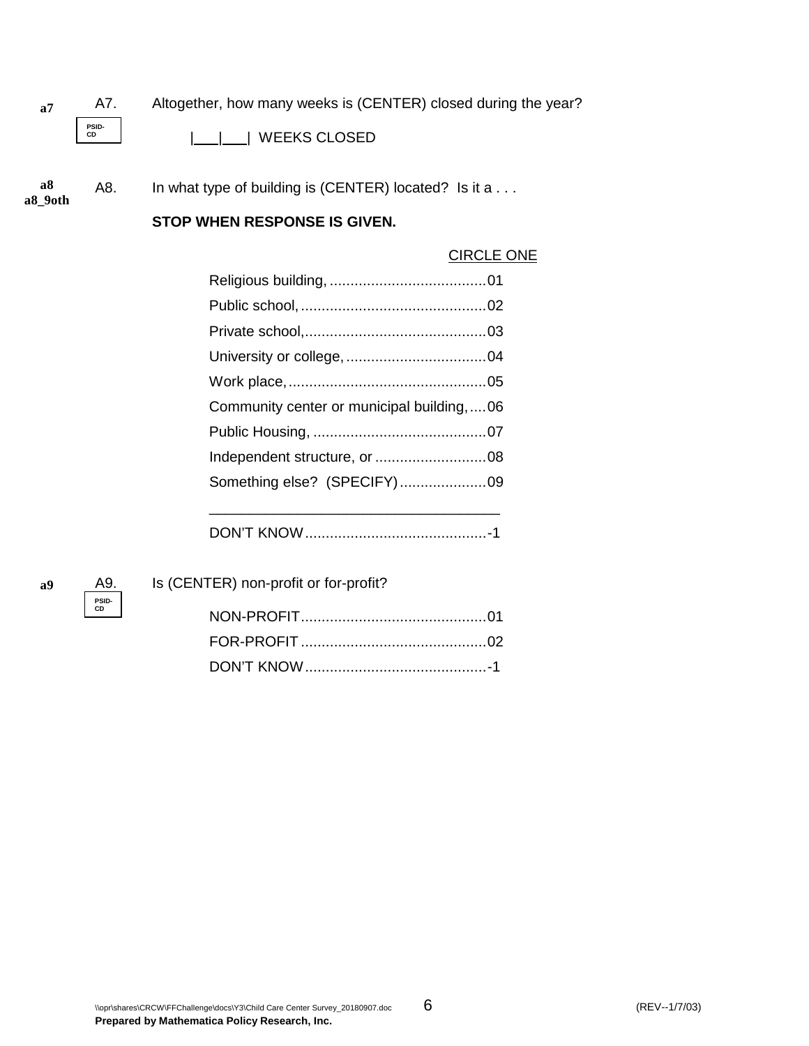**a7** A7. Altogether, how many weeks is (CENTER) closed during the year?

PSID-CD

|___|___| WEEKS CLOSED

**a8**
**a8_9oth** A8. In what type of building is (CENTER) located? Is it a . . .

**STOP WHEN RESPONSE IS GIVEN.**

CIRCLE ONE

Religious building, .....................................01
Public school, ............................................02
Private school,............................................03
University or college, .................................04
Work place, ................................................05
Community center or municipal building, ....06
Public Housing, ..........................................07
Independent structure, or ...........................08
Something else? (SPECIFY) .....................09

_____________________________________

DON'T KNOW ............................................-1

**a9** A9. Is (CENTER) non-profit or for-profit?

PSID-CD

NON-PROFIT ............................................01
FOR-PROFIT ............................................02
DON'T KNOW ............................................-1

\\opr\shares\CRCW\FFChallenge\docs\Y3\Child Care Center Survey_20180907.doc (REV--1/7/03)
**Prepared by Mathematica Policy Research, Inc.**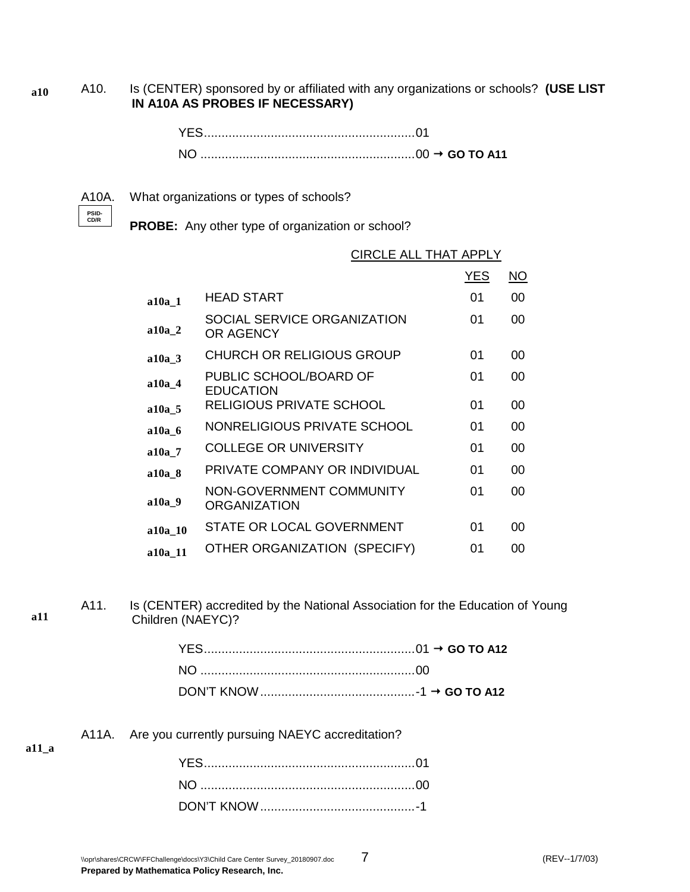a10 A10. Is (CENTER) sponsored by or affiliated with any organizations or schools? **(USE LIST IN A10A AS PROBES IF NECESSARY)**

YES............................................................01
NO .............................................................00 → **GO TO A11**

A10A. What organizations or types of schools?

PSID-CD/R

**PROBE:** Any other type of organization or school?

CIRCLE ALL THAT APPLY

| | | YES | NO |
|---|---|---|---|
| a10a_1 | HEAD START | 01 | 00 |
| a10a_2 | SOCIAL SERVICE ORGANIZATION OR AGENCY | 01 | 00 |
| a10a_3 | CHURCH OR RELIGIOUS GROUP | 01 | 00 |
| a10a_4 | PUBLIC SCHOOL/BOARD OF EDUCATION | 01 | 00 |
| a10a_5 | RELIGIOUS PRIVATE SCHOOL | 01 | 00 |
| a10a_6 | NONRELIGIOUS PRIVATE SCHOOL | 01 | 00 |
| a10a_7 | COLLEGE OR UNIVERSITY | 01 | 00 |
| a10a_8 | PRIVATE COMPANY OR INDIVIDUAL | 01 | 00 |
| a10a_9 | NON-GOVERNMENT COMMUNITY ORGANIZATION | 01 | 00 |
| a10a_10 | STATE OR LOCAL GOVERNMENT | 01 | 00 |
| a10a_11 | OTHER ORGANIZATION (SPECIFY) | 01 | 00 |

a11 A11. Is (CENTER) accredited by the National Association for the Education of Young Children (NAEYC)?

YES............................................................01 → **GO TO A12**
NO .............................................................00
DON'T KNOW............................................-1 → **GO TO A12**

a11_a A11A. Are you currently pursuing NAEYC accreditation?

YES............................................................01
NO .............................................................00
DON'T KNOW............................................-1

\\opr\shares\CRCW\FFChallenge\docs\Y3\Child Care Center Survey_20180907.doc (REV--1/7/03)
**Prepared by Mathematica Policy Research, Inc.**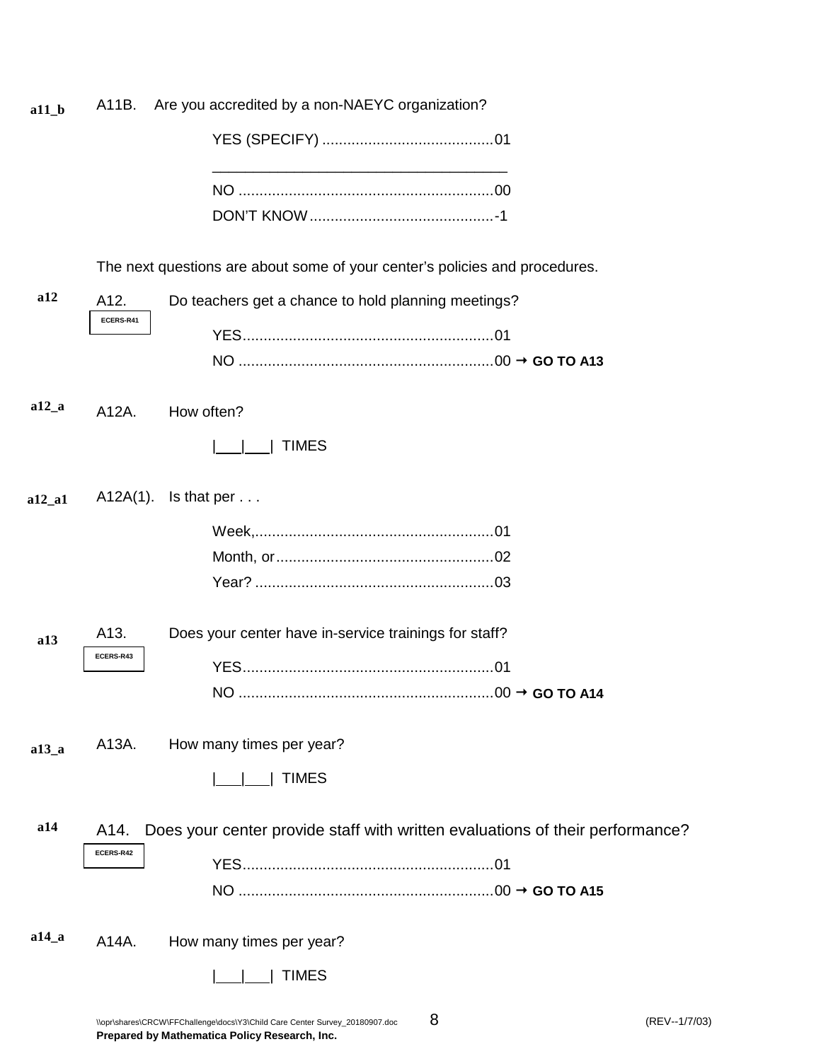**a11_b** A11B. Are you accredited by a non-NAEYC organization?

YES (SPECIFY) .........................................01

_____________________________________

NO .............................................................00

DON'T KNOW............................................-1

The next questions are about some of your center's policies and procedures.

**a12** A12. Do teachers get a chance to hold planning meetings?

ECERS-R41

YES............................................................01

NO .............................................................00 → **GO TO A13**

**a12_a** A12A. How often?

|___|___| TIMES

**a12_a1** A12A(1). Is that per . . .

Week,..........................................................01

Month, or....................................................02

Year? .........................................................03

**a13** A13. Does your center have in-service trainings for staff?

ECERS-R43

YES............................................................01

NO .............................................................00 → **GO TO A14**

**a13_a** A13A. How many times per year?

|___|___| TIMES

**a14** A14. Does your center provide staff with written evaluations of their performance?

ECERS-R42

YES............................................................01

NO .............................................................00 → **GO TO A15**

**a14_a** A14A. How many times per year?

|___|___| TIMES

\\opr\shares\CRCW\FFChallenge\docs\Y3\Child Care Center Survey_20180907.doc (REV--1/7/03)

**Prepared by Mathematica Policy Research, Inc.**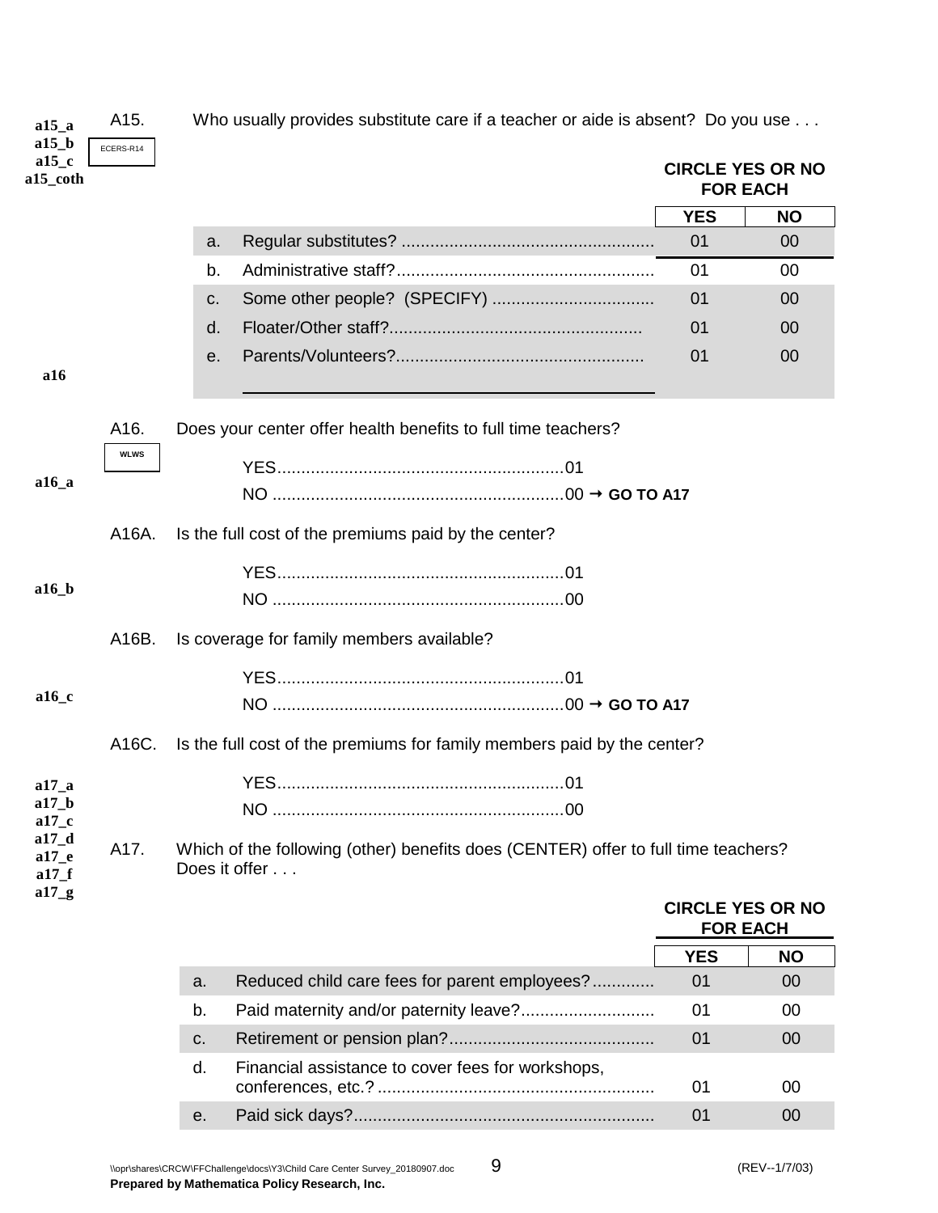a15_a
a15_b
a15_c
a15_coth

A15. Who usually provides substitute care if a teacher or aide is absent? Do you use . . .

ECERS-R14

**CIRCLE YES OR NO FOR EACH**

| | | YES | NO |
|---|---|---|---|
| a. | Regular substitutes? | 01 | 00 |
| b. | Administrative staff? | 01 | 00 |
| c. | Some other people? (SPECIFY) | 01 | 00 |
| d. | Floater/Other staff? | 01 | 00 |
| e. | Parents/Volunteers? | 01 | 00 |

a16

A16. Does your center offer health benefits to full time teachers?

WLWS

a16_a

YES....01
NO ....00 → **GO TO A17**

A16A. Is the full cost of the premiums paid by the center?

a16_b

YES....01
NO ....00

A16B. Is coverage for family members available?

a16_c

YES....01
NO ....00 → **GO TO A17**

A16C. Is the full cost of the premiums for family members paid by the center?

YES....01
NO ....00

a17_a
a17_b
a17_c
a17_d
a17_e
a17_f
a17_g

A17. Which of the following (other) benefits does (CENTER) offer to full time teachers? Does it offer . . .

**CIRCLE YES OR NO FOR EACH**

| | | YES | NO |
|---|---|---|---|
| a. | Reduced child care fees for parent employees? | 01 | 00 |
| b. | Paid maternity and/or paternity leave? | 01 | 00 |
| c. | Retirement or pension plan? | 01 | 00 |
| d. | Financial assistance to cover fees for workshops, conferences, etc.? | 01 | 00 |
| e. | Paid sick days? | 01 | 00 |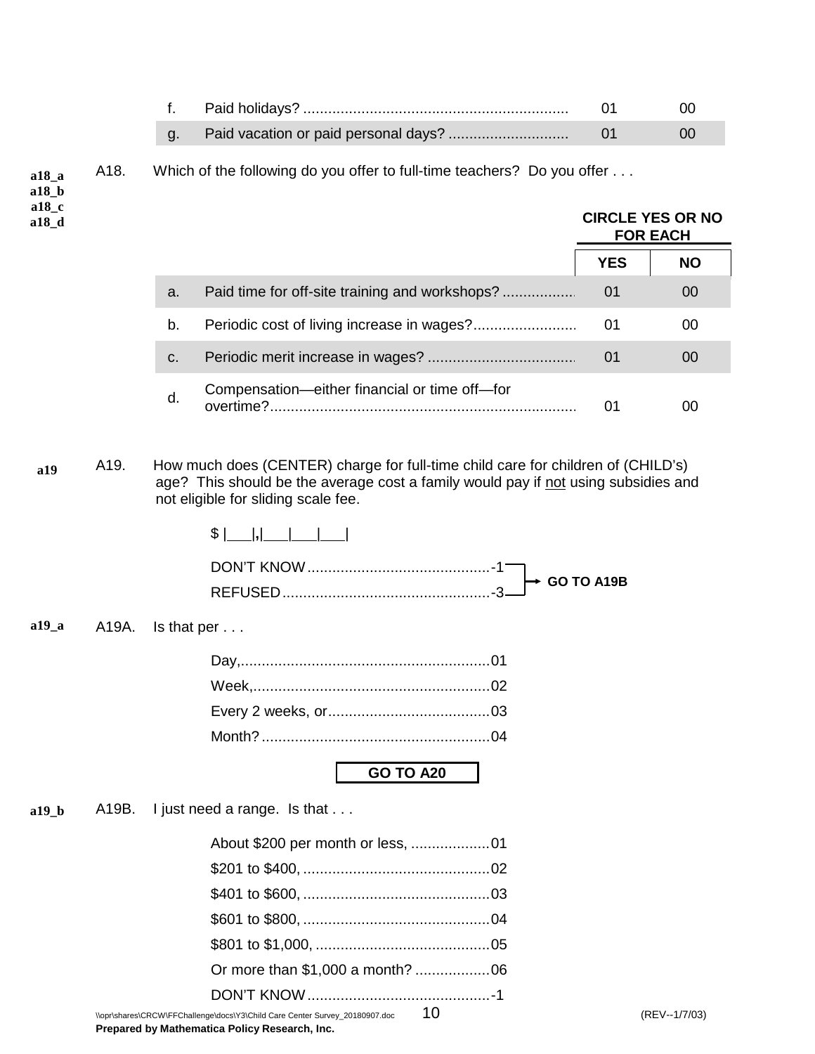| | | | |
|---|---|---|---|
| f. | Paid holidays? | 01 | 00 |
| g. | Paid vacation or paid personal days? | 01 | 00 |

**a18_a**
**a18_b**
**a18_c**
**a18_d**

A18. Which of the following do you offer to full-time teachers? Do you offer . . .

| | | CIRCLE YES OR NO FOR EACH | |
|---|---|---|---|
| | | **YES** | **NO** |
| a. | Paid time for off-site training and workshops? | 01 | 00 |
| b. | Periodic cost of living increase in wages? | 01 | 00 |
| c. | Periodic merit increase in wages? | 01 | 00 |
| d. | Compensation—either financial or time off—for overtime? | 01 | 00 |

**a19**

A19. How much does (CENTER) charge for full-time child care for children of (CHILD's) age? This should be the average cost a family would pay if not using subsidies and not eligible for sliding scale fee.

$ |___|,|___|___|___|

DON'T KNOW ............................................ -1 → **GO TO A19B**
REFUSED .................................................. -3 → **GO TO A19B**

**a19_a**

A19A. Is that per . . .

- Day, ............................................................ 01
- Week, .......................................................... 02
- Every 2 weeks, or ....................................... 03
- Month? ....................................................... 04

**GO TO A20**

**a19_b**

A19B. I just need a range. Is that . . .

- About $200 per month or less, ................... 01
- $201 to $400, ............................................. 02
- $401 to $600, ............................................. 03
- $601 to $800, ............................................. 04
- $801 to $1,000, .......................................... 05
- Or more than $1,000 a month? .................. 06
- DON'T KNOW ............................................ -1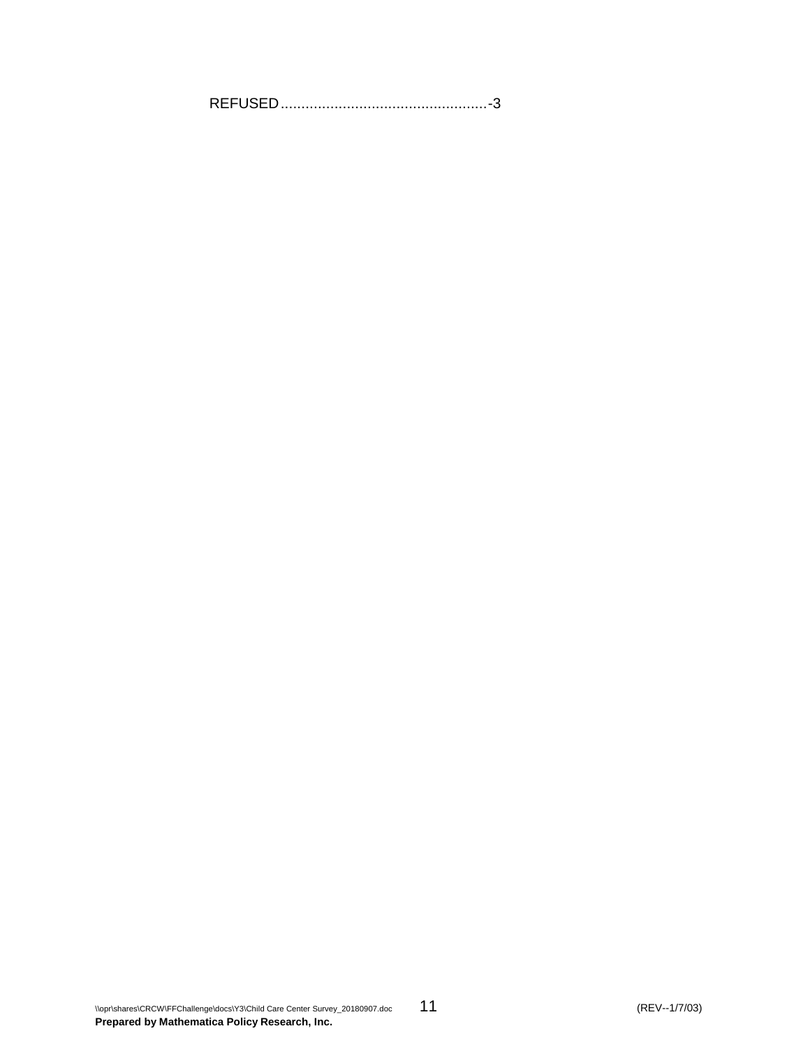REFUSED..................................................-3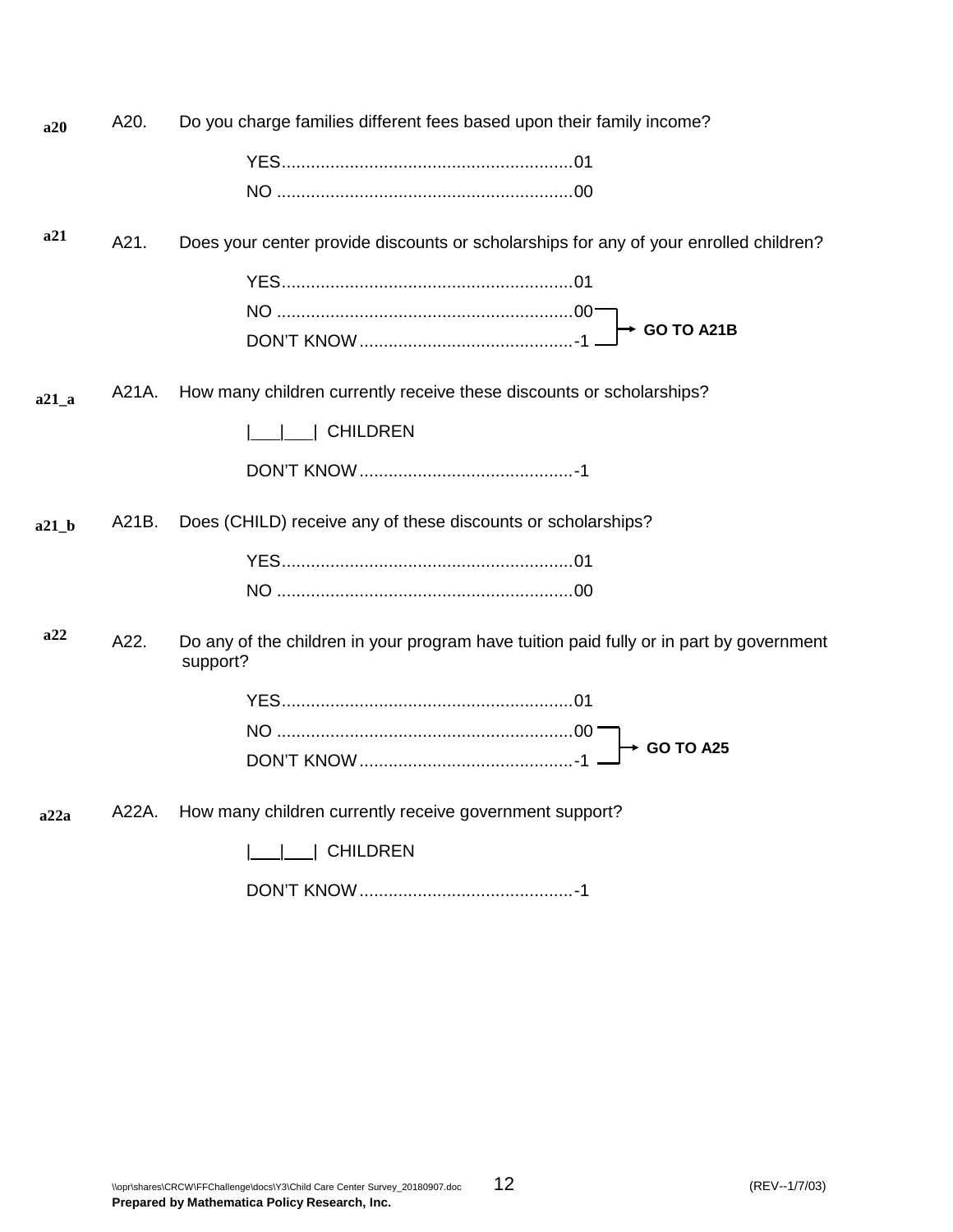a20 A20. Do you charge families different fees based upon their family income?

YES............................................................01
NO ............................................................00

a21 A21. Does your center provide discounts or scholarships for any of your enrolled children?

YES............................................................01
NO ............................................................00 → GO TO A21B
DON'T KNOW............................................-1 → GO TO A21B

a21_a A21A. How many children currently receive these discounts or scholarships?

|___|___| CHILDREN

DON'T KNOW............................................-1

a21_b A21B. Does (CHILD) receive any of these discounts or scholarships?

YES............................................................01
NO ............................................................00

a22 A22. Do any of the children in your program have tuition paid fully or in part by government support?

YES............................................................01
NO ............................................................00 → GO TO A25
DON'T KNOW............................................-1 → GO TO A25

a22a A22A. How many children currently receive government support?

|___|___| CHILDREN

DON'T KNOW............................................-1

\\opr\shares\CRCW\FFChallenge\docs\Y3\Child Care Center Survey_20180907.doc (REV--1/7/03)

**Prepared by Mathematica Policy Research, Inc.**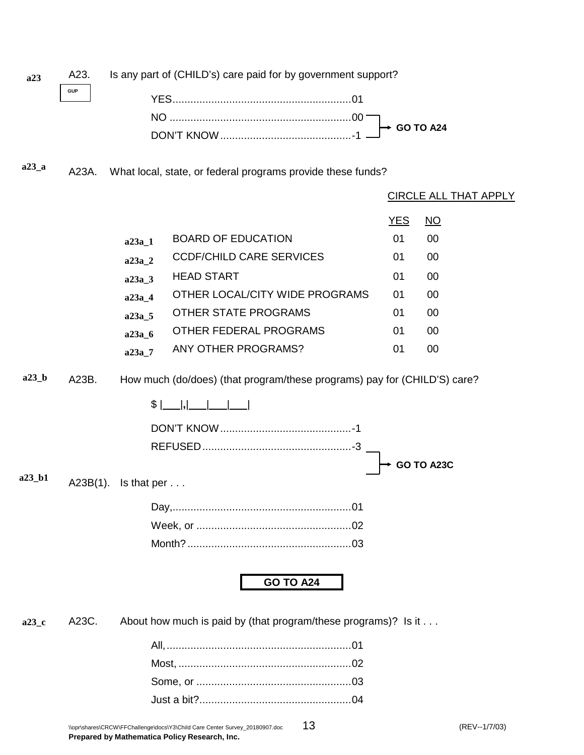**a23** A23. Is any part of (CHILD's) care paid for by government support?

GUP

YES............................................................01
NO ............................................................00 → **GO TO A24**
DON'T KNOW............................................-1 → **GO TO A24**

**a23_a** A23A. What local, state, or federal programs provide these funds?

CIRCLE ALL THAT APPLY

| | | YES | NO |
|---|---|---|---|
| a23a_1 | BOARD OF EDUCATION | 01 | 00 |
| a23a_2 | CCDF/CHILD CARE SERVICES | 01 | 00 |
| a23a_3 | HEAD START | 01 | 00 |
| a23a_4 | OTHER LOCAL/CITY WIDE PROGRAMS | 01 | 00 |
| a23a_5 | OTHER STATE PROGRAMS | 01 | 00 |
| a23a_6 | OTHER FEDERAL PROGRAMS | 01 | 00 |
| a23a_7 | ANY OTHER PROGRAMS? | 01 | 00 |

**a23_b** A23B. How much (do/does) (that program/these programs) pay for (CHILD'S) care?

$ |___|,|___|___|___|

DON'T KNOW............................................-1 → **GO TO A23C**
REFUSED..................................................-3 → **GO TO A23C**

**a23_b1** A23B(1). Is that per . . .

Day,............................................................01
Week, or ....................................................02
Month?.......................................................03

**GO TO A24**

**a23_c** A23C. About how much is paid by (that program/these programs)? Is it . . .

All,..............................................................01
Most, ..........................................................02
Some, or ....................................................03
Just a bit?...................................................04

\\opr\shares\CRCW\FFChallenge\docs\Y3\Child Care Center Survey_20180907.doc (REV--1/7/03)
**Prepared by Mathematica Policy Research, Inc.**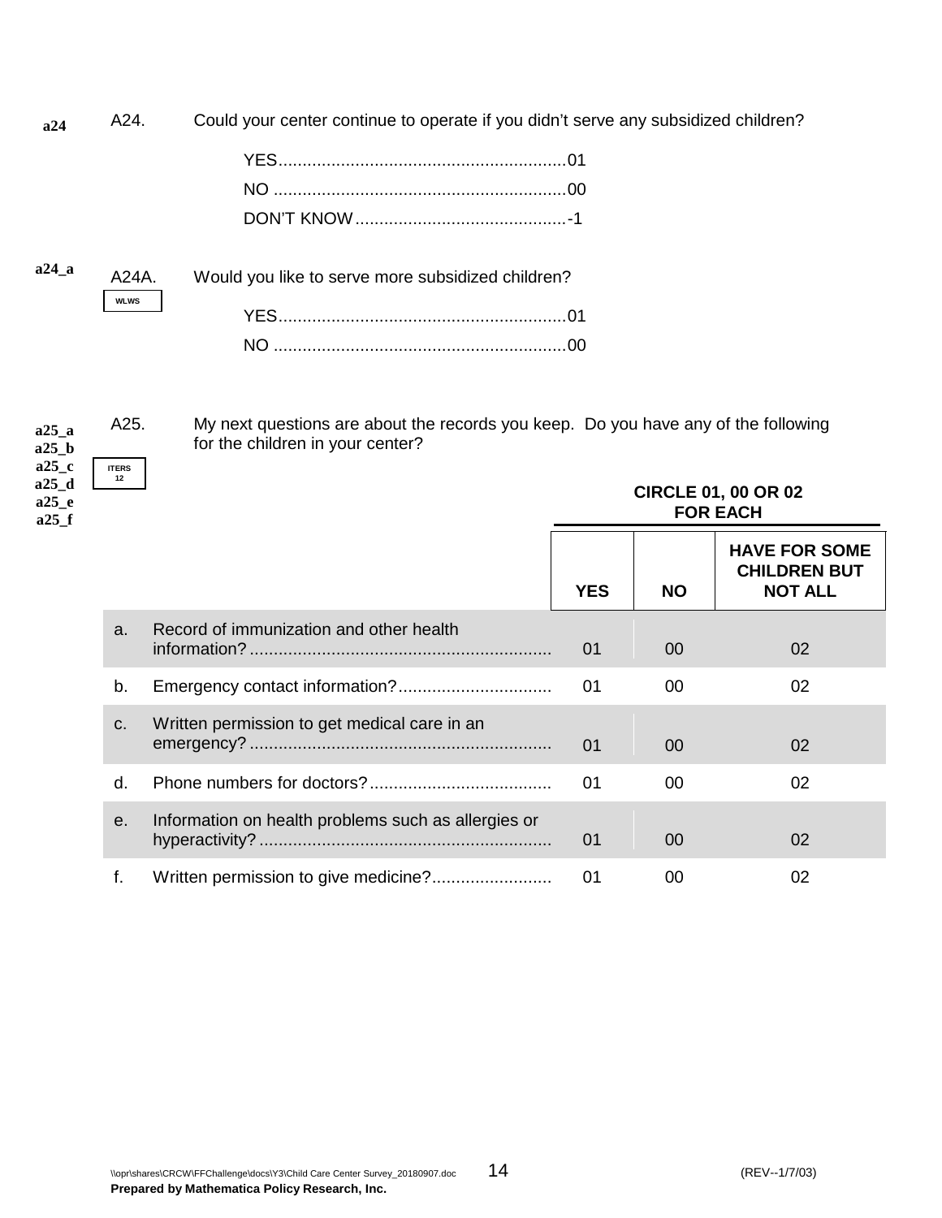a24 A24. Could your center continue to operate if you didn't serve any subsidized children?

YES............................................................01
NO ............................................................00
DON'T KNOW............................................-1

a24_a A24A. Would you like to serve more subsidized children?

WLWS

YES............................................................01
NO ............................................................00

a25_a
a25_b
a25_c
a25_d
a25_e
a25_f

A25. My next questions are about the records you keep. Do you have any of the following for the children in your center?

ITERS 12

**CIRCLE 01, 00 OR 02 FOR EACH**

| | | YES | NO | HAVE FOR SOME CHILDREN BUT NOT ALL |
|---|---|---|---|---|
| a. | Record of immunization and other health information? | 01 | 00 | 02 |
| b. | Emergency contact information? | 01 | 00 | 02 |
| c. | Written permission to get medical care in an emergency? | 01 | 00 | 02 |
| d. | Phone numbers for doctors? | 01 | 00 | 02 |
| e. | Information on health problems such as allergies or hyperactivity? | 01 | 00 | 02 |
| f. | Written permission to give medicine? | 01 | 00 | 02 |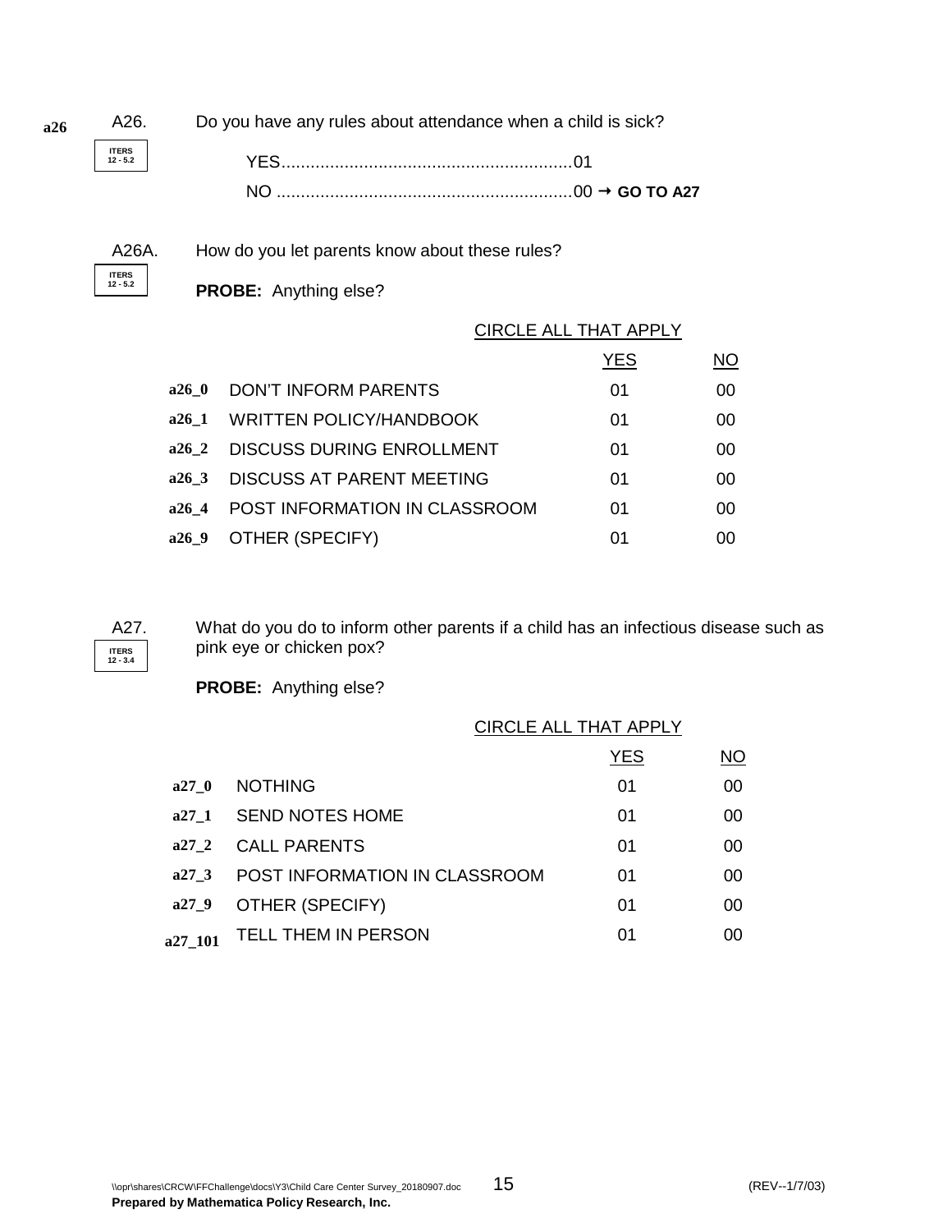a26

A26. Do you have any rules about attendance when a child is sick?

ITERS 12 - 5.2

YES..........................................................01
NO ..........................................................00 → **GO TO A27**

A26A. How do you let parents know about these rules?

ITERS 12 - 5.2

**PROBE:** Anything else?

CIRCLE ALL THAT APPLY

| | | YES | NO |
|---|---|---|---|
| a26_0 | DON'T INFORM PARENTS | 01 | 00 |
| a26_1 | WRITTEN POLICY/HANDBOOK | 01 | 00 |
| a26_2 | DISCUSS DURING ENROLLMENT | 01 | 00 |
| a26_3 | DISCUSS AT PARENT MEETING | 01 | 00 |
| a26_4 | POST INFORMATION IN CLASSROOM | 01 | 00 |
| a26_9 | OTHER (SPECIFY) | 01 | 00 |

A27. What do you do to inform other parents if a child has an infectious disease such as pink eye or chicken pox?

ITERS 12 - 3.4

**PROBE:** Anything else?

CIRCLE ALL THAT APPLY

| | | YES | NO |
|---|---|---|---|
| a27_0 | NOTHING | 01 | 00 |
| a27_1 | SEND NOTES HOME | 01 | 00 |
| a27_2 | CALL PARENTS | 01 | 00 |
| a27_3 | POST INFORMATION IN CLASSROOM | 01 | 00 |
| a27_9 | OTHER (SPECIFY) | 01 | 00 |
| a27_101 | TELL THEM IN PERSON | 01 | 00 |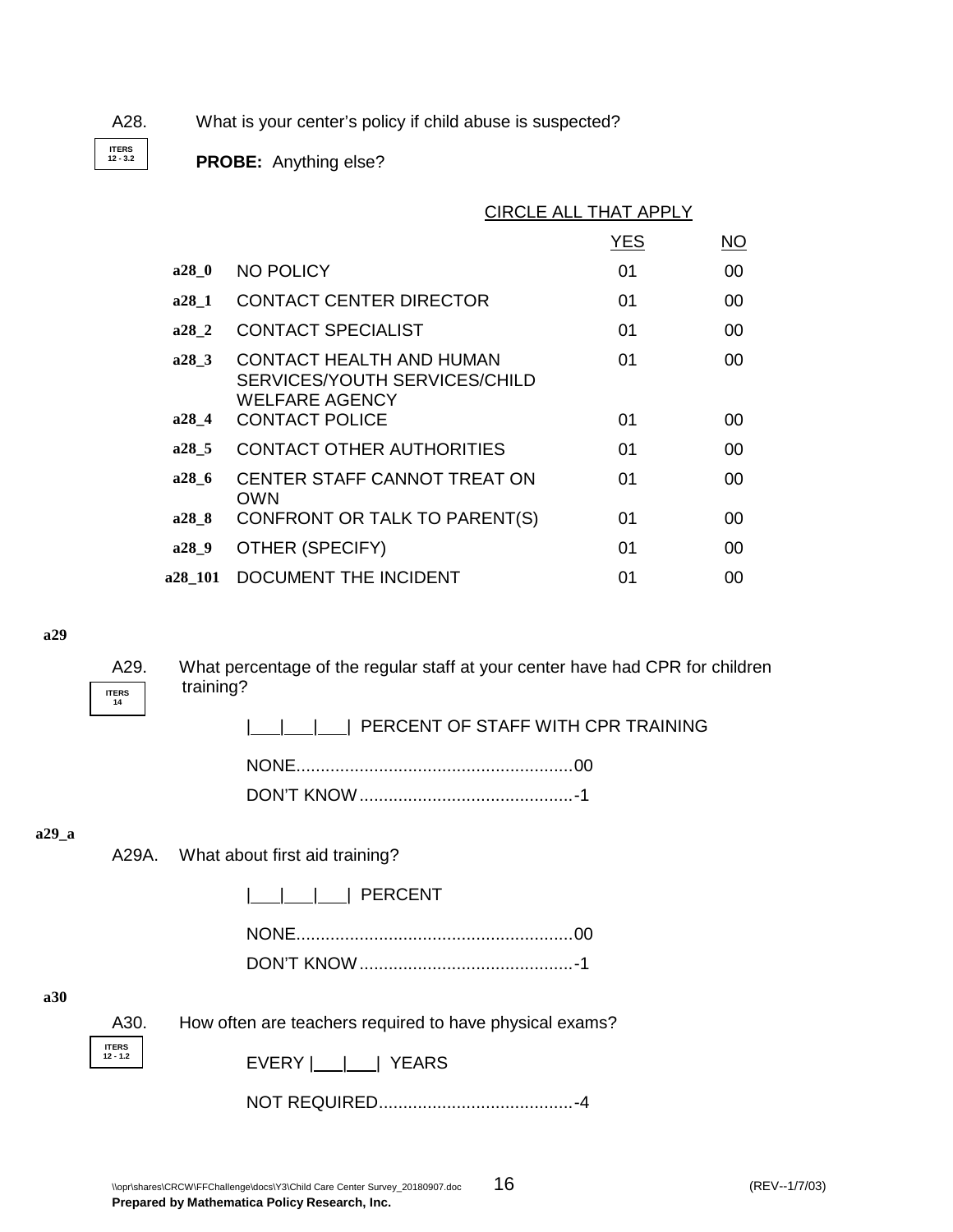A28. What is your center's policy if child abuse is suspected?

ITERS 12 - 3.2

**PROBE:** Anything else?

CIRCLE ALL THAT APPLY

| | | YES | NO |
|---|---|---|---|
| a28_0 | NO POLICY | 01 | 00 |
| a28_1 | CONTACT CENTER DIRECTOR | 01 | 00 |
| a28_2 | CONTACT SPECIALIST | 01 | 00 |
| a28_3 | CONTACT HEALTH AND HUMAN SERVICES/YOUTH SERVICES/CHILD WELFARE AGENCY | 01 | 00 |
| a28_4 | CONTACT POLICE | 01 | 00 |
| a28_5 | CONTACT OTHER AUTHORITIES | 01 | 00 |
| a28_6 | CENTER STAFF CANNOT TREAT ON OWN | 01 | 00 |
| a28_8 | CONFRONT OR TALK TO PARENT(S) | 01 | 00 |
| a28_9 | OTHER (SPECIFY) | 01 | 00 |
| a28_101 | DOCUMENT THE INCIDENT | 01 | 00 |

a29

A29. What percentage of the regular staff at your center have had CPR for children training?

ITERS 14

|___|___|___| PERCENT OF STAFF WITH CPR TRAINING

NONE........................................................00

DON'T KNOW............................................-1

a29_a

A29A. What about first aid training?

|___|___|___| PERCENT

NONE........................................................00

DON'T KNOW............................................-1

a30

A30. How often are teachers required to have physical exams?

ITERS 12 - 1.2

EVERY |___|___| YEARS

NOT REQUIRED........................................-4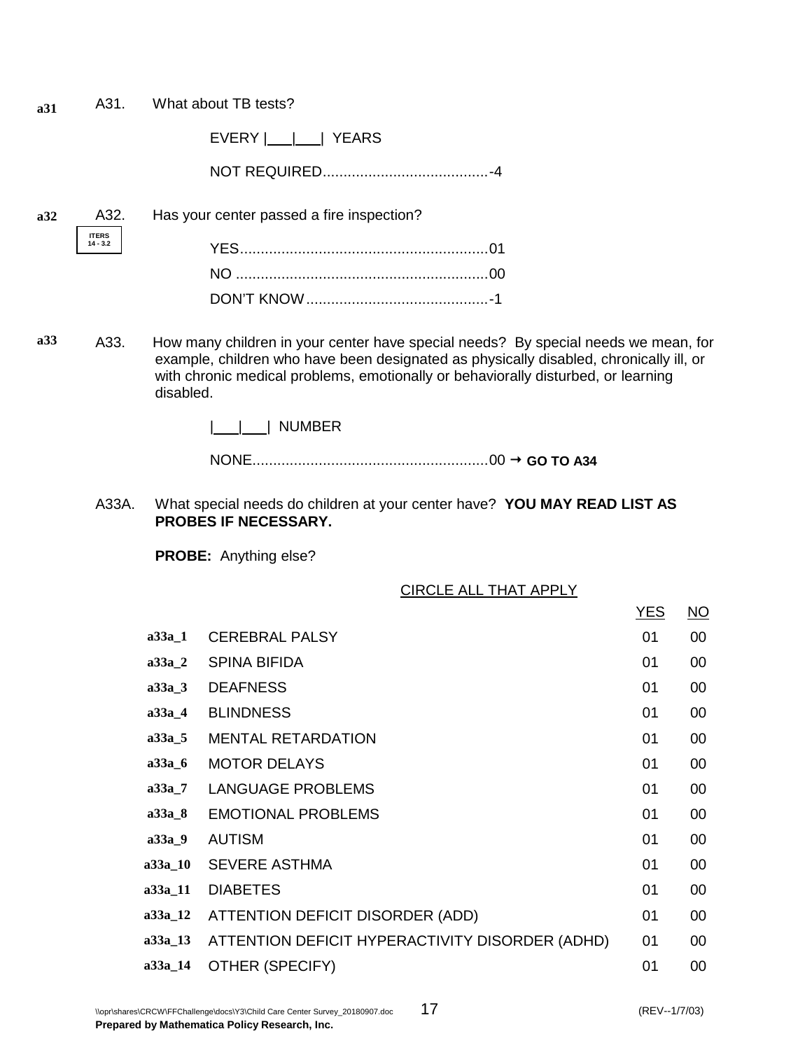a31 A31. What about TB tests?

EVERY |___|___| YEARS

NOT REQUIRED........................................-4

a32 A32. Has your center passed a fire inspection?

ITERS 14 - 3.2

YES...........................................................01

NO ............................................................00

DON'T KNOW............................................-1

a33 A33. How many children in your center have special needs? By special needs we mean, for example, children who have been designated as physically disabled, chronically ill, or with chronic medical problems, emotionally or behaviorally disturbed, or learning disabled.

|___|___| NUMBER

NONE.........................................................00 → **GO TO A34**

A33A. What special needs do children at your center have? **YOU MAY READ LIST AS PROBES IF NECESSARY.**

**PROBE:** Anything else?

CIRCLE ALL THAT APPLY

| | | YES | NO |
|---|---|---|---|
| a33a_1 | CEREBRAL PALSY | 01 | 00 |
| a33a_2 | SPINA BIFIDA | 01 | 00 |
| a33a_3 | DEAFNESS | 01 | 00 |
| a33a_4 | BLINDNESS | 01 | 00 |
| a33a_5 | MENTAL RETARDATION | 01 | 00 |
| a33a_6 | MOTOR DELAYS | 01 | 00 |
| a33a_7 | LANGUAGE PROBLEMS | 01 | 00 |
| a33a_8 | EMOTIONAL PROBLEMS | 01 | 00 |
| a33a_9 | AUTISM | 01 | 00 |
| a33a_10 | SEVERE ASTHMA | 01 | 00 |
| a33a_11 | DIABETES | 01 | 00 |
| a33a_12 | ATTENTION DEFICIT DISORDER (ADD) | 01 | 00 |
| a33a_13 | ATTENTION DEFICIT HYPERACTIVITY DISORDER (ADHD) | 01 | 00 |
| a33a_14 | OTHER (SPECIFY) | 01 | 00 |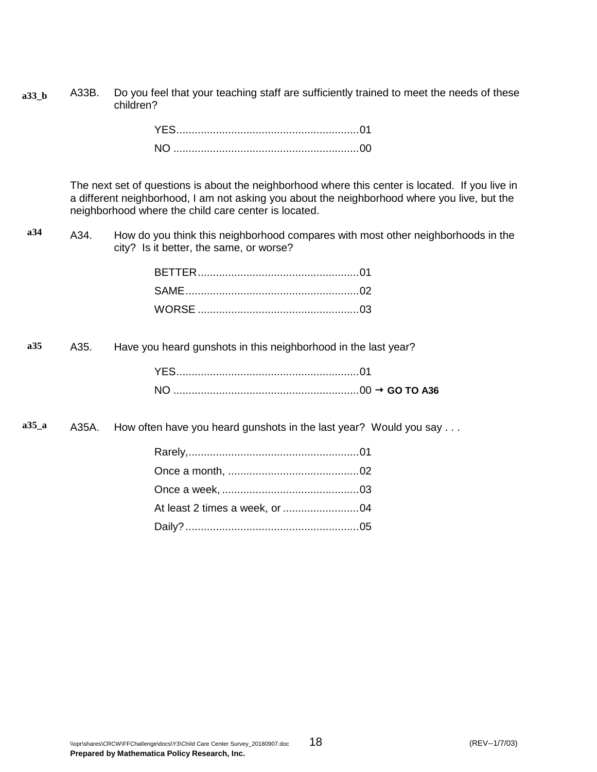a33_b A33B. Do you feel that your teaching staff are sufficiently trained to meet the needs of these children?

- YES............................................................01
- NO .............................................................00

The next set of questions is about the neighborhood where this center is located. If you live in a different neighborhood, I am not asking you about the neighborhood where you live, but the neighborhood where the child care center is located.

a34 A34. How do you think this neighborhood compares with most other neighborhoods in the city? Is it better, the same, or worse?

- BETTER.....................................................01
- SAME.........................................................02
- WORSE .....................................................03

a35 A35. Have you heard gunshots in this neighborhood in the last year?

- YES............................................................01
- NO .............................................................00 → **GO TO A36**

a35_a A35A. How often have you heard gunshots in the last year? Would you say . . .

- Rarely,........................................................01
- Once a month, ...........................................02
- Once a week, .............................................03
- At least 2 times a week, or .........................04
- Daily?.........................................................05

\\opr\shares\CRCW\FFChallenge\docs\Y3\Child Care Center Survey_20180907.doc (REV--1/7/03)

**Prepared by Mathematica Policy Research, Inc.**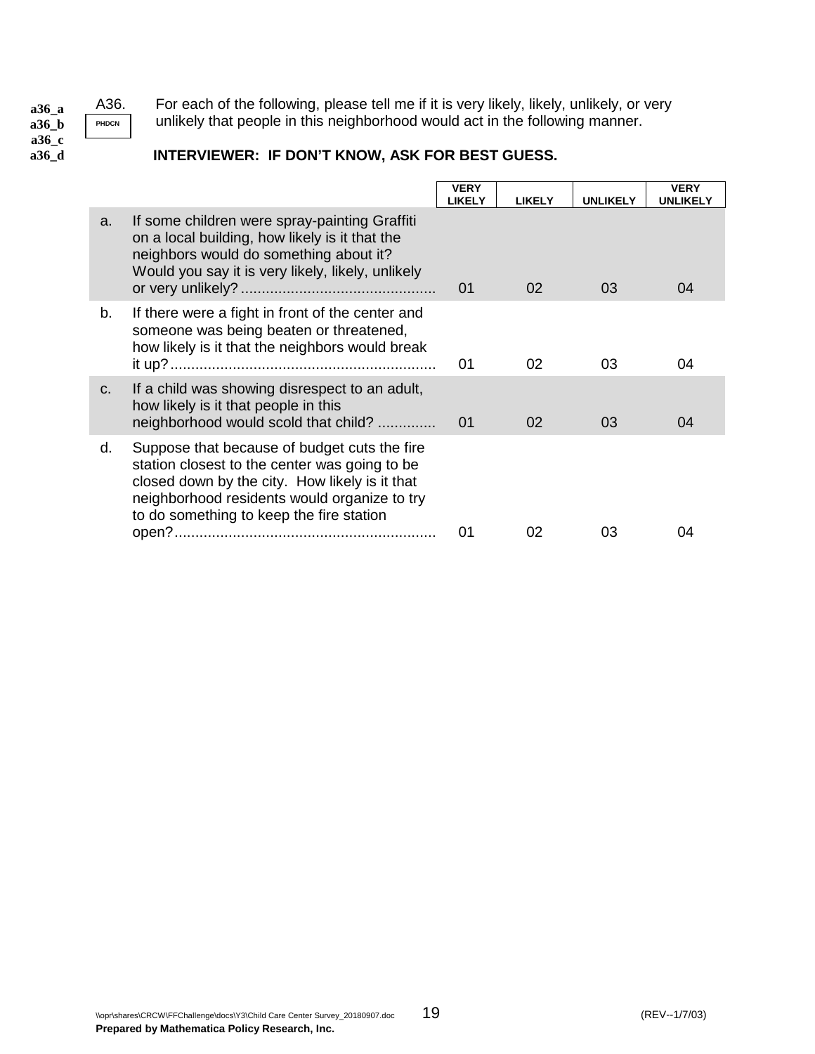a36_a
a36_b
a36_c
a36_d

A36. PHDCN

For each of the following, please tell me if it is very likely, likely, unlikely, or very unlikely that people in this neighborhood would act in the following manner.

**INTERVIEWER: IF DON'T KNOW, ASK FOR BEST GUESS.**

| | | VERY LIKELY | LIKELY | UNLIKELY | VERY UNLIKELY |
|---|---|---|---|---|---|
| a. | If some children were spray-painting Graffiti on a local building, how likely is it that the neighbors would do something about it? Would you say it is very likely, likely, unlikely or very unlikely? | 01 | 02 | 03 | 04 |
| b. | If there were a fight in front of the center and someone was being beaten or threatened, how likely is it that the neighbors would break it up? | 01 | 02 | 03 | 04 |
| c. | If a child was showing disrespect to an adult, how likely is it that people in this neighborhood would scold that child? | 01 | 02 | 03 | 04 |
| d. | Suppose that because of budget cuts the fire station closest to the center was going to be closed down by the city. How likely is it that neighborhood residents would organize to try to do something to keep the fire station open? | 01 | 02 | 03 | 04 |

\\opr\shares\CRCW\FFChallenge\docs\Y3\Child Care Center Survey_20180907.doc (REV--1/7/03)
**Prepared by Mathematica Policy Research, Inc.**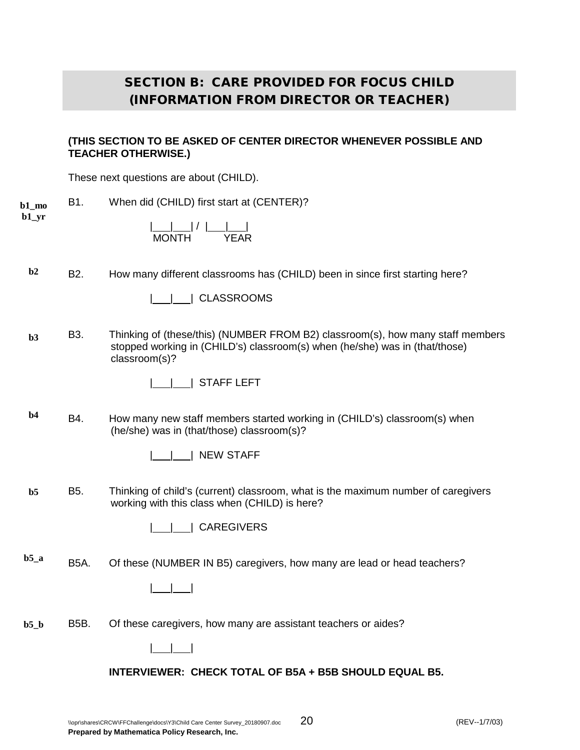## SECTION B: CARE PROVIDED FOR FOCUS CHILD (INFORMATION FROM DIRECTOR OR TEACHER)

**(THIS SECTION TO BE ASKED OF CENTER DIRECTOR WHENEVER POSSIBLE AND TEACHER OTHERWISE.)**

These next questions are about (CHILD).

**b1_mo**
**b1_yr**

B1. When did (CHILD) first start at (CENTER)?

|___|___| / |___|___|
MONTH YEAR

**b2**

B2. How many different classrooms has (CHILD) been in since first starting here?

|___|___| CLASSROOMS

**b3**

B3. Thinking of (these/this) (NUMBER FROM B2) classroom(s), how many staff members stopped working in (CHILD's) classroom(s) when (he/she) was in (that/those) classroom(s)?

|___|___| STAFF LEFT

**b4**

B4. How many new staff members started working in (CHILD's) classroom(s) when (he/she) was in (that/those) classroom(s)?

|___|___| NEW STAFF

**b5**

B5. Thinking of child's (current) classroom, what is the maximum number of caregivers working with this class when (CHILD) is here?

|___|___| CAREGIVERS

**b5_a**

B5A. Of these (NUMBER IN B5) caregivers, how many are lead or head teachers?

|___|___|

**b5_b**

B5B. Of these caregivers, how many are assistant teachers or aides?

|___|___|

**INTERVIEWER: CHECK TOTAL OF B5A + B5B SHOULD EQUAL B5.**

\\opr\shares\CRCW\FFChallenge\docs\Y3\Child Care Center Survey_20180907.doc (REV--1/7/03)
**Prepared by Mathematica Policy Research, Inc.**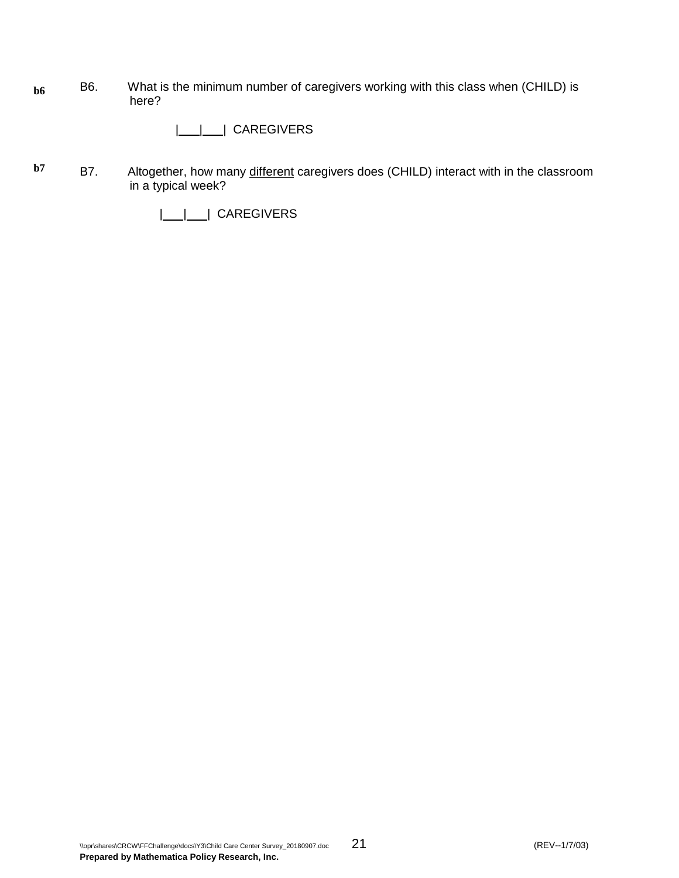b6 B6. What is the minimum number of caregivers working with this class when (CHILD) is here?

|___|___| CAREGIVERS

b7 B7. Altogether, how many <u>different</u> caregivers does (CHILD) interact with in the classroom in a typical week?

|___|___| CAREGIVERS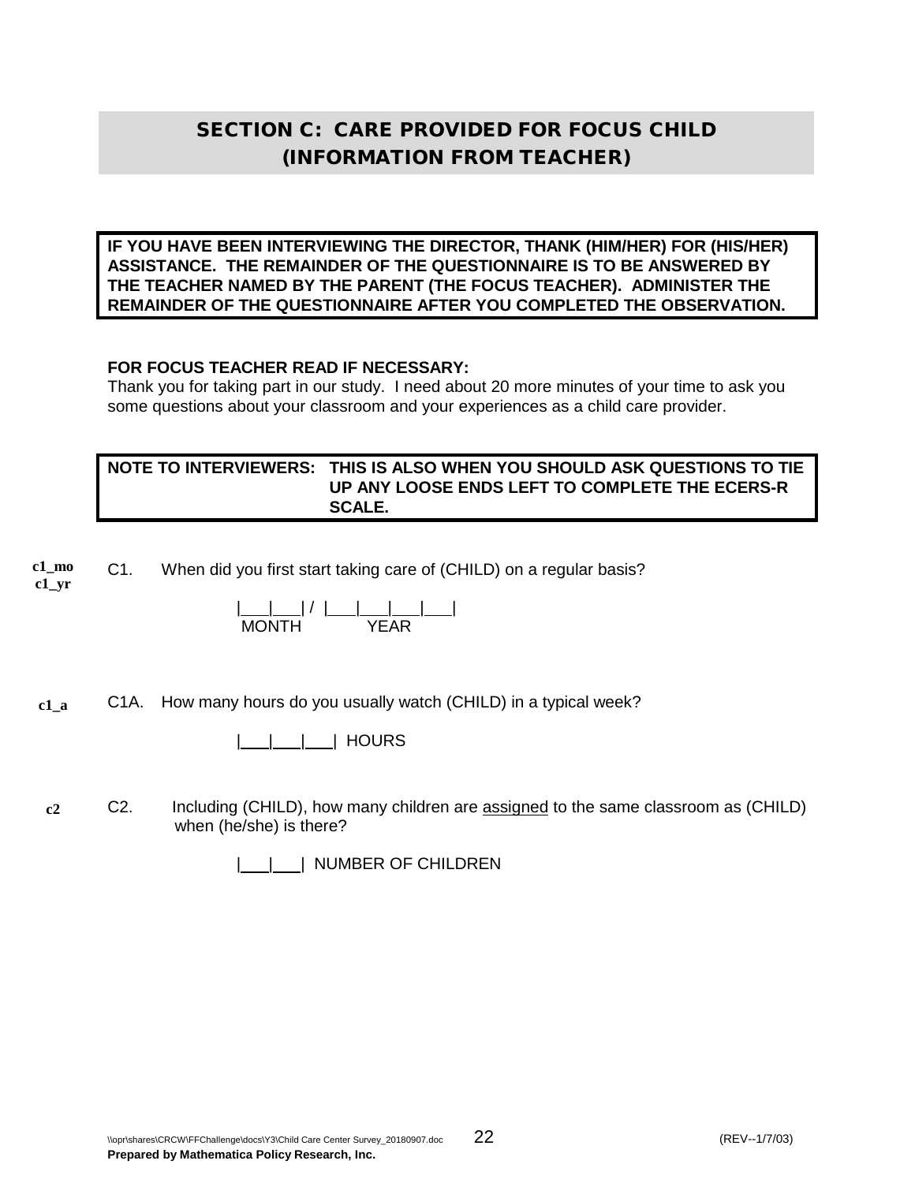## SECTION C: CARE PROVIDED FOR FOCUS CHILD (INFORMATION FROM TEACHER)

**IF YOU HAVE BEEN INTERVIEWING THE DIRECTOR, THANK (HIM/HER) FOR (HIS/HER) ASSISTANCE. THE REMAINDER OF THE QUESTIONNAIRE IS TO BE ANSWERED BY THE TEACHER NAMED BY THE PARENT (THE FOCUS TEACHER). ADMINISTER THE REMAINDER OF THE QUESTIONNAIRE AFTER YOU COMPLETED THE OBSERVATION.**

**FOR FOCUS TEACHER READ IF NECESSARY:**
Thank you for taking part in our study. I need about 20 more minutes of your time to ask you some questions about your classroom and your experiences as a child care provider.

**NOTE TO INTERVIEWERS: THIS IS ALSO WHEN YOU SHOULD ASK QUESTIONS TO TIE UP ANY LOOSE ENDS LEFT TO COMPLETE THE ECERS-R SCALE.**

**c1_mo**
**c1_yr**

C1. When did you first start taking care of (CHILD) on a regular basis?

|___|___| / |___|___|___|___|
MONTH YEAR

**c1_a**

C1A. How many hours do you usually watch (CHILD) in a typical week?

|___|___|___| HOURS

**c2**

C2. Including (CHILD), how many children are <u>assigned</u> to the same classroom as (CHILD) when (he/she) is there?

|___|___| NUMBER OF CHILDREN

\\opr\shares\CRCW\FFChallenge\docs\Y3\Child Care Center Survey_20180907.doc (REV--1/7/03)
**Prepared by Mathematica Policy Research, Inc.**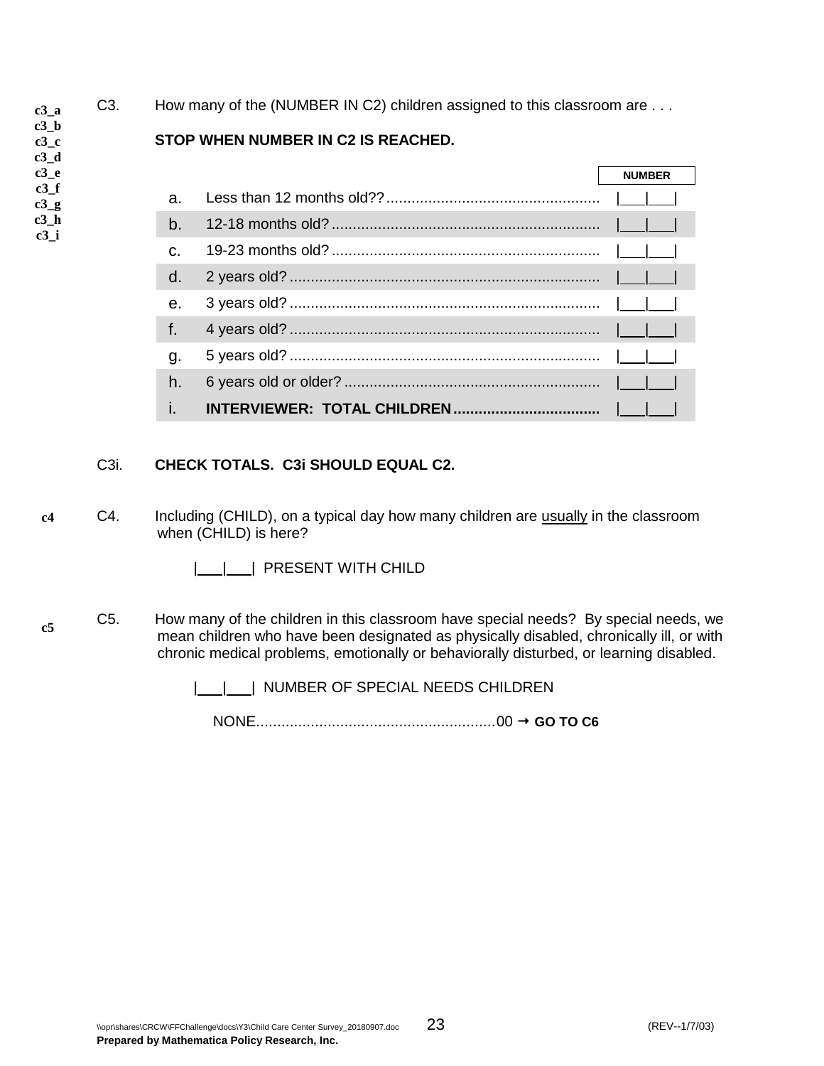c3_a
c3_b
c3_c
c3_d
c3_e
c3_f
c3_g
c3_h
c3_i

C3. How many of the (NUMBER IN C2) children assigned to this classroom are . . .

**STOP WHEN NUMBER IN C2 IS REACHED.**

| | | NUMBER |
|---|---|---|
| a. | Less than 12 months old??.................................................. | \|___\|___\| |
| b. | 12-18 months old?............................................................... | \|___\|___\| |
| c. | 19-23 months old?............................................................... | \|___\|___\| |
| d. | 2 years old?........................................................................ | \|___\|___\| |
| e. | 3 years old?........................................................................ | \|___\|___\| |
| f. | 4 years old?........................................................................ | \|___\|___\| |
| g. | 5 years old?........................................................................ | \|___\|___\| |
| h. | 6 years old or older?............................................................ | \|___\|___\| |
| i. | **INTERVIEWER: TOTAL CHILDREN**.................................. | \|___\|___\| |

C3i. **CHECK TOTALS. C3i SHOULD EQUAL C2.**

c4

C4. Including (CHILD), on a typical day how many children are <u>usually</u> in the classroom when (CHILD) is here?

|___|___| PRESENT WITH CHILD

c5

C5. How many of the children in this classroom have special needs? By special needs, we mean children who have been designated as physically disabled, chronically ill, or with chronic medical problems, emotionally or behaviorally disturbed, or learning disabled.

|___|___| NUMBER OF SPECIAL NEEDS CHILDREN

NONE........................................................00 → **GO TO C6**

\\opr\shares\CRCW\FFChallenge\docs\Y3\Child Care Center Survey_20180907.doc (REV--1/7/03)

**Prepared by Mathematica Policy Research, Inc.**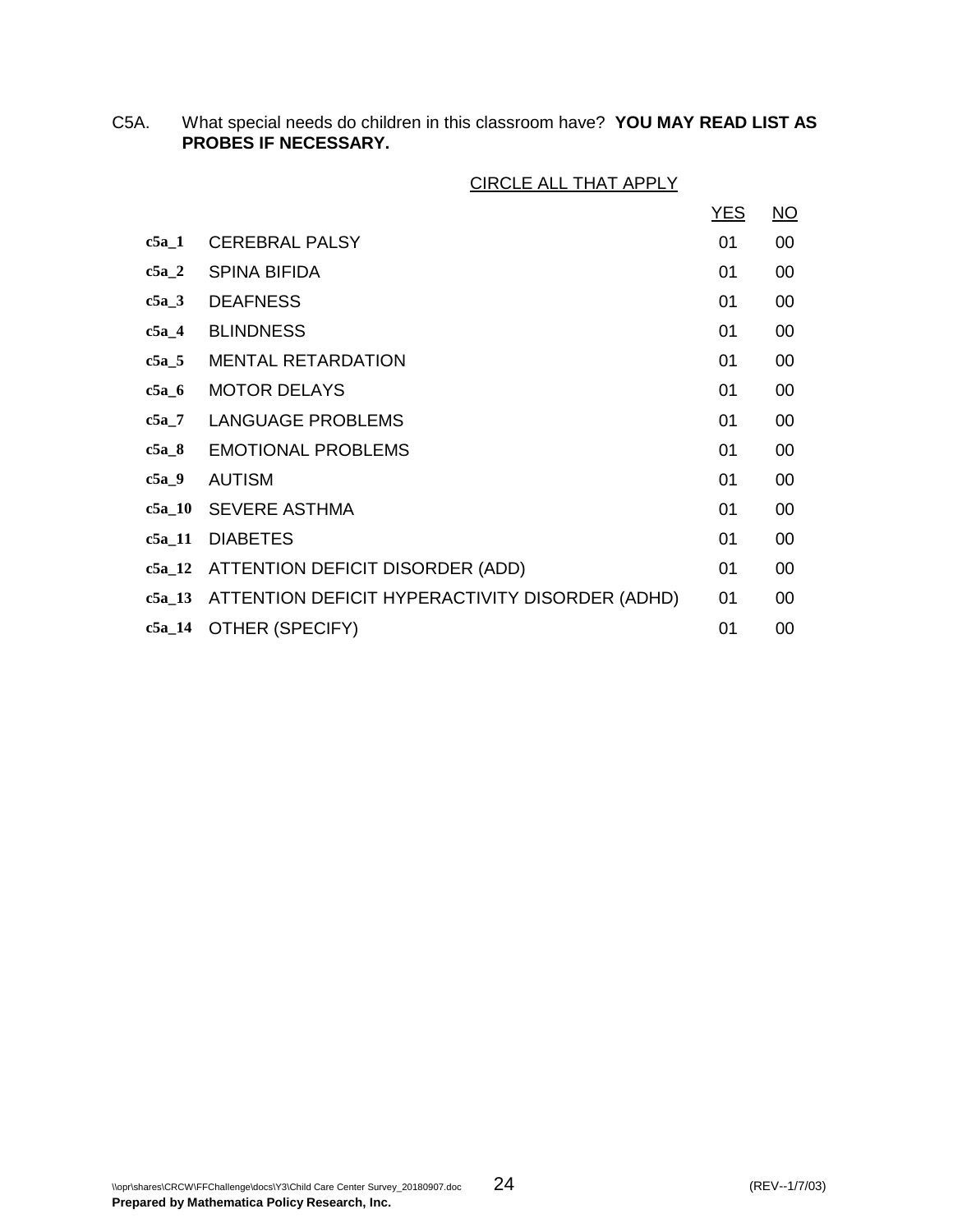C5A. What special needs do children in this classroom have? **YOU MAY READ LIST AS PROBES IF NECESSARY.**

CIRCLE ALL THAT APPLY

| | | YES | NO |
|---|---|---|---|
| **c5a_1** | CEREBRAL PALSY | 01 | 00 |
| **c5a_2** | SPINA BIFIDA | 01 | 00 |
| **c5a_3** | DEAFNESS | 01 | 00 |
| **c5a_4** | BLINDNESS | 01 | 00 |
| **c5a_5** | MENTAL RETARDATION | 01 | 00 |
| **c5a_6** | MOTOR DELAYS | 01 | 00 |
| **c5a_7** | LANGUAGE PROBLEMS | 01 | 00 |
| **c5a_8** | EMOTIONAL PROBLEMS | 01 | 00 |
| **c5a_9** | AUTISM | 01 | 00 |
| **c5a_10** | SEVERE ASTHMA | 01 | 00 |
| **c5a_11** | DIABETES | 01 | 00 |
| **c5a_12** | ATTENTION DEFICIT DISORDER (ADD) | 01 | 00 |
| **c5a_13** | ATTENTION DEFICIT HYPERACTIVITY DISORDER (ADHD) | 01 | 00 |
| **c5a_14** | OTHER (SPECIFY) | 01 | 00 |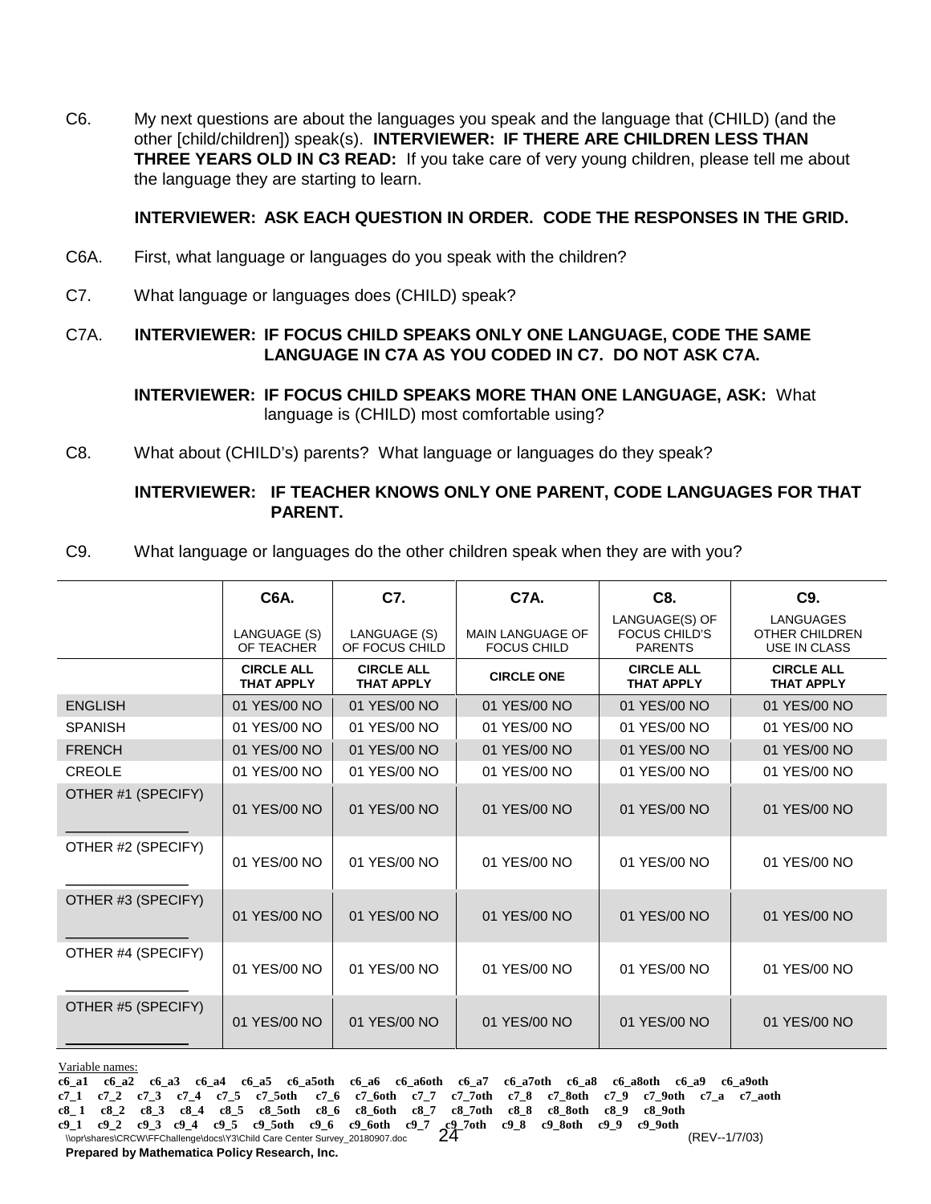C6. My next questions are about the languages you speak and the language that (CHILD) (and the other [child/children]) speak(s). **INTERVIEWER: IF THERE ARE CHILDREN LESS THAN THREE YEARS OLD IN C3 READ:** If you take care of very young children, please tell me about the language they are starting to learn.

**INTERVIEWER: ASK EACH QUESTION IN ORDER. CODE THE RESPONSES IN THE GRID.**

C6A. First, what language or languages do you speak with the children?

C7. What language or languages does (CHILD) speak?

C7A. **INTERVIEWER: IF FOCUS CHILD SPEAKS ONLY ONE LANGUAGE, CODE THE SAME LANGUAGE IN C7A AS YOU CODED IN C7. DO NOT ASK C7A.**

**INTERVIEWER: IF FOCUS CHILD SPEAKS MORE THAN ONE LANGUAGE, ASK:** What language is (CHILD) most comfortable using?

C8. What about (CHILD's) parents? What language or languages do they speak?

**INTERVIEWER: IF TEACHER KNOWS ONLY ONE PARENT, CODE LANGUAGES FOR THAT PARENT.**

C9. What language or languages do the other children speak when they are with you?

| | **C6A.** LANGUAGE (S) OF TEACHER | **C7.** LANGUAGE (S) OF FOCUS CHILD | **C7A.** MAIN LANGUAGE OF FOCUS CHILD | **C8.** LANGUAGE(S) OF FOCUS CHILD'S PARENTS | **C9.** LANGUAGES OTHER CHILDREN USE IN CLASS |
|---|---|---|---|---|---|
| | **CIRCLE ALL THAT APPLY** | **CIRCLE ALL THAT APPLY** | **CIRCLE ONE** | **CIRCLE ALL THAT APPLY** | **CIRCLE ALL THAT APPLY** |
| ENGLISH | 01 YES/00 NO | 01 YES/00 NO | 01 YES/00 NO | 01 YES/00 NO | 01 YES/00 NO |
| SPANISH | 01 YES/00 NO | 01 YES/00 NO | 01 YES/00 NO | 01 YES/00 NO | 01 YES/00 NO |
| FRENCH | 01 YES/00 NO | 01 YES/00 NO | 01 YES/00 NO | 01 YES/00 NO | 01 YES/00 NO |
| CREOLE | 01 YES/00 NO | 01 YES/00 NO | 01 YES/00 NO | 01 YES/00 NO | 01 YES/00 NO |
| OTHER #1 (SPECIFY) ______________ | 01 YES/00 NO | 01 YES/00 NO | 01 YES/00 NO | 01 YES/00 NO | 01 YES/00 NO |
| OTHER #2 (SPECIFY) ______________ | 01 YES/00 NO | 01 YES/00 NO | 01 YES/00 NO | 01 YES/00 NO | 01 YES/00 NO |
| OTHER #3 (SPECIFY) ______________ | 01 YES/00 NO | 01 YES/00 NO | 01 YES/00 NO | 01 YES/00 NO | 01 YES/00 NO |
| OTHER #4 (SPECIFY) ______________ | 01 YES/00 NO | 01 YES/00 NO | 01 YES/00 NO | 01 YES/00 NO | 01 YES/00 NO |
| OTHER #5 (SPECIFY) ______________ | 01 YES/00 NO | 01 YES/00 NO | 01 YES/00 NO | 01 YES/00 NO | 01 YES/00 NO |

Variable names:
**c6_a1 c6_a2 c6_a3 c6_a4 c6_a5 c6_a5oth c6_a6 c6_a6oth c6_a7 c6_a7oth c6_a8 c6_a8oth c6_a9 c6_a9oth**
**c7_1 c7_2 c7_3 c7_4 c7_5 c7_5oth c7_6 c7_6oth c7_7 c7_7oth c7_8 c7_8oth c7_9 c7_9oth c7_a c7_aoth**
**c8_1 c8_2 c8_3 c8_4 c8_5 c8_5oth c8_6 c8_6oth c8_7 c8_7oth c8_8 c8_8oth c8_9 c8_9oth**
**c9_1 c9_2 c9_3 c9_4 c9_5 c9_5oth c9_6 c9_6oth c9_7 c9_7oth c9_8 c9_8oth c9_9 c9_9oth**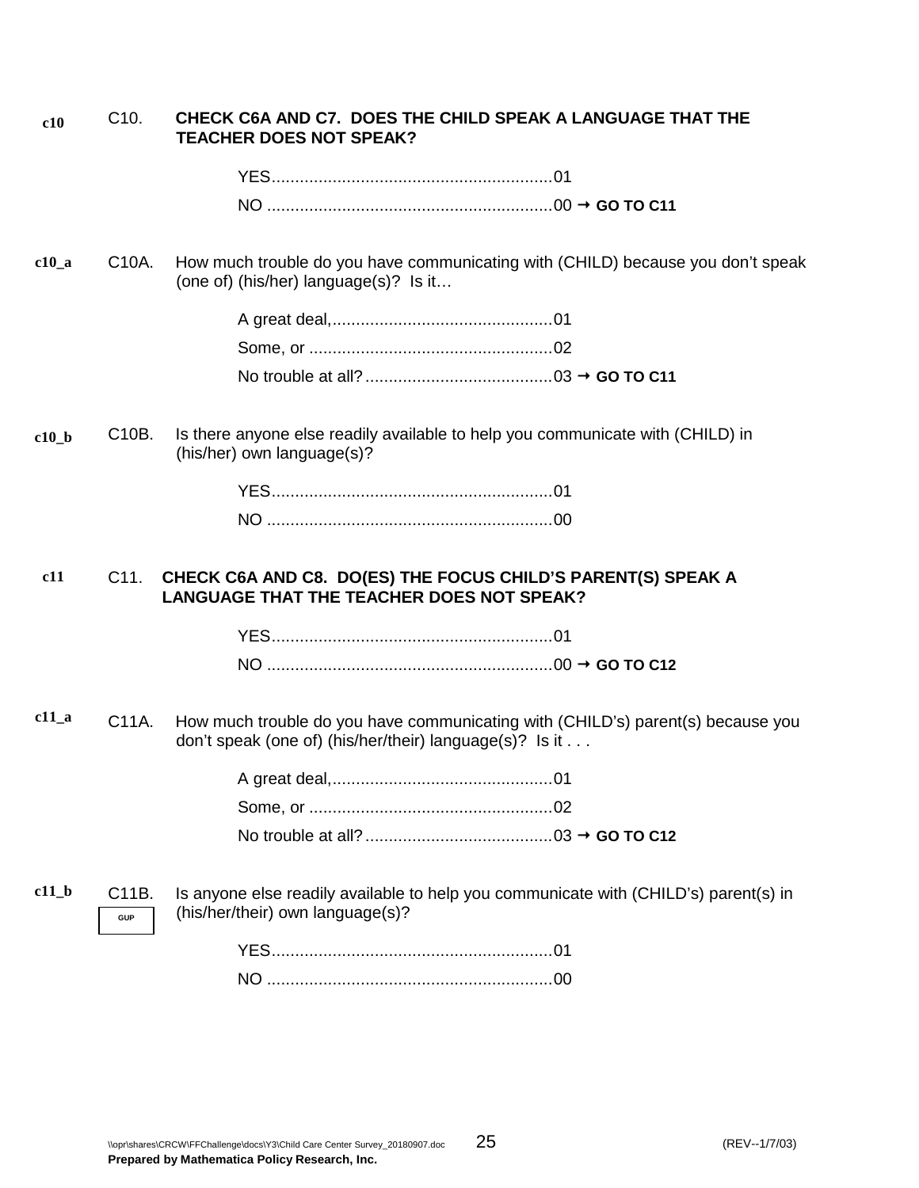c10 C10. **CHECK C6A AND C7. DOES THE CHILD SPEAK A LANGUAGE THAT THE TEACHER DOES NOT SPEAK?**

YES............................................................01
NO .............................................................00 → **GO TO C11**

c10_a C10A. How much trouble do you have communicating with (CHILD) because you don't speak (one of) (his/her) language(s)? Is it…

A great deal,...............................................01
Some, or ....................................................02
No trouble at all?........................................03 → **GO TO C11**

c10_b C10B. Is there anyone else readily available to help you communicate with (CHILD) in (his/her) own language(s)?

YES............................................................01
NO .............................................................00

c11 C11. **CHECK C6A AND C8. DO(ES) THE FOCUS CHILD'S PARENT(S) SPEAK A LANGUAGE THAT THE TEACHER DOES NOT SPEAK?**

YES............................................................01
NO .............................................................00 → **GO TO C12**

c11_a C11A. How much trouble do you have communicating with (CHILD's) parent(s) because you don't speak (one of) (his/her/their) language(s)? Is it . . .

A great deal,...............................................01
Some, or ....................................................02
No trouble at all?........................................03 → **GO TO C12**

c11_b C11B. Is anyone else readily available to help you communicate with (CHILD's) parent(s) in (his/her/their) own language(s)?

GUP

YES............................................................01
NO .............................................................00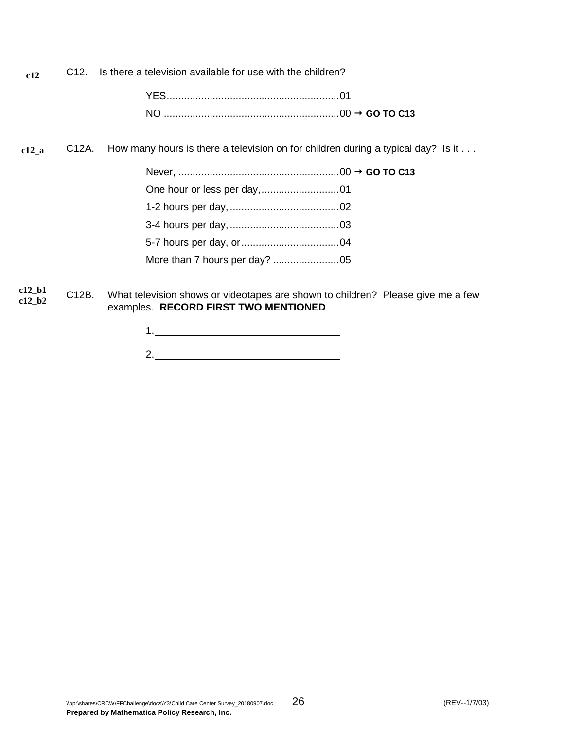c12 C12. Is there a television available for use with the children?

YES............................................................01
NO ............................................................00 → **GO TO C13**

c12_a C12A. How many hours is there a television on for children during a typical day? Is it . . .

Never, ........................................................00 → **GO TO C13**
One hour or less per day,...........................01
1-2 hours per day, ......................................02
3-4 hours per day, ......................................03
5-7 hours per day, or..................................04
More than 7 hours per day? .......................05

c12_b1
c12_b2 C12B. What television shows or videotapes are shown to children? Please give me a few examples. **RECORD FIRST TWO MENTIONED**

1. ________________________________

2. ________________________________

\\opr\shares\CRCW\FFChallenge\docs\Y3\Child Care Center Survey_20180907.doc (REV--1/7/03)
**Prepared by Mathematica Policy Research, Inc.**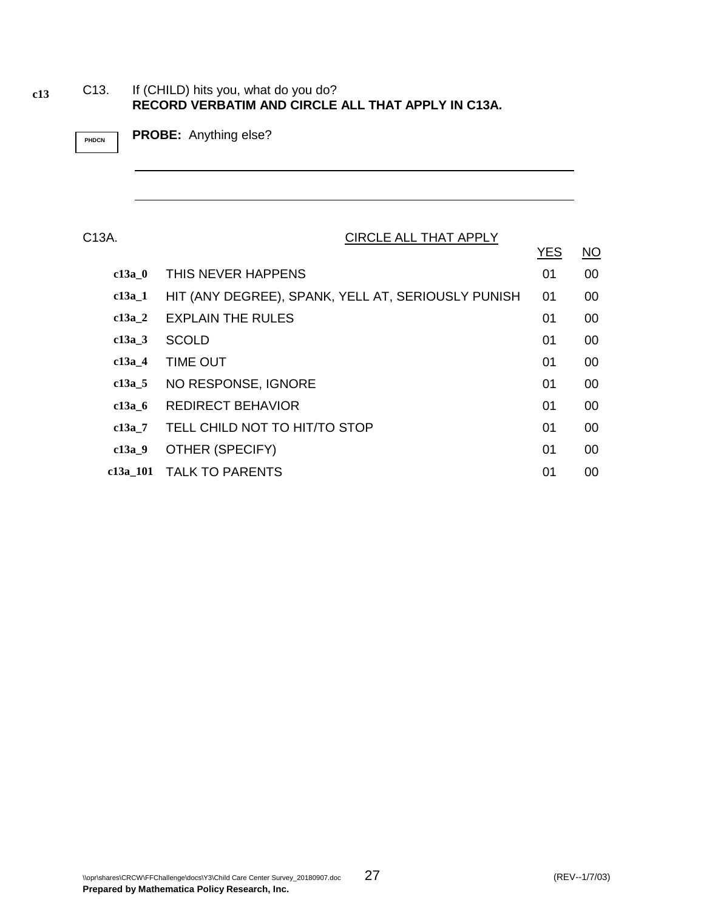c13 C13. If (CHILD) hits you, what do you do?
**RECORD VERBATIM AND CIRCLE ALL THAT APPLY IN C13A.**

PHDCN **PROBE:** Anything else?

\_\_\_\_\_\_\_\_\_\_\_\_\_\_\_\_\_\_\_\_\_\_\_\_\_\_\_\_\_\_\_\_\_\_\_\_\_\_\_\_\_\_\_\_\_\_\_\_\_\_\_\_\_\_\_\_\_\_\_\_\_\_\_\_\_\_\_\_\_\_

\_\_\_\_\_\_\_\_\_\_\_\_\_\_\_\_\_\_\_\_\_\_\_\_\_\_\_\_\_\_\_\_\_\_\_\_\_\_\_\_\_\_\_\_\_\_\_\_\_\_\_\_\_\_\_\_\_\_\_\_\_\_\_\_\_\_\_\_\_\_

C13A. CIRCLE ALL THAT APPLY

| | | YES | NO |
|---|---|---|---|
| **c13a_0** | THIS NEVER HAPPENS | 01 | 00 |
| **c13a_1** | HIT (ANY DEGREE), SPANK, YELL AT, SERIOUSLY PUNISH | 01 | 00 |
| **c13a_2** | EXPLAIN THE RULES | 01 | 00 |
| **c13a_3** | SCOLD | 01 | 00 |
| **c13a_4** | TIME OUT | 01 | 00 |
| **c13a_5** | NO RESPONSE, IGNORE | 01 | 00 |
| **c13a_6** | REDIRECT BEHAVIOR | 01 | 00 |
| **c13a_7** | TELL CHILD NOT TO HIT/TO STOP | 01 | 00 |
| **c13a_9** | OTHER (SPECIFY) | 01 | 00 |
| **c13a_101** | TALK TO PARENTS | 01 | 00 |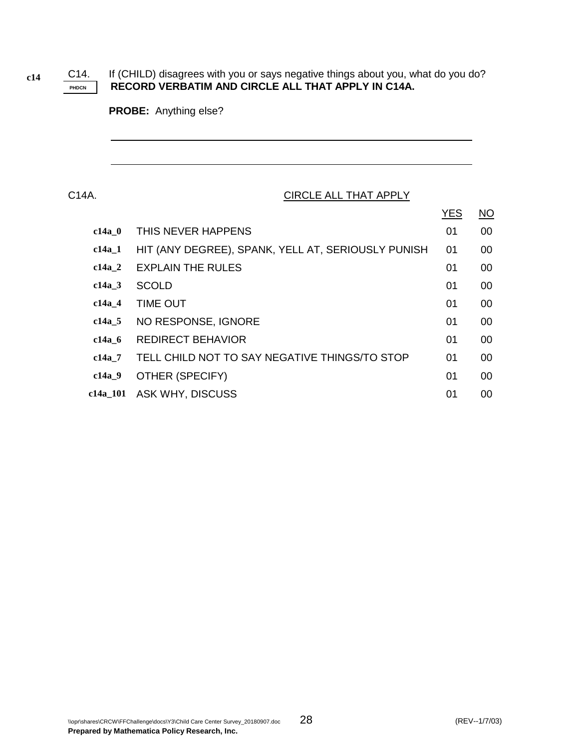c14 C14. If (CHILD) disagrees with you or says negative things about you, what do you do?

PHDCN **RECORD VERBATIM AND CIRCLE ALL THAT APPLY IN C14A.**

**PROBE:** Anything else?

______________________________________________________________

______________________________________________________________

C14A. CIRCLE ALL THAT APPLY

| | | YES | NO |
|---|---|---|---|
| **c14a_0** | THIS NEVER HAPPENS | 01 | 00 |
| **c14a_1** | HIT (ANY DEGREE), SPANK, YELL AT, SERIOUSLY PUNISH | 01 | 00 |
| **c14a_2** | EXPLAIN THE RULES | 01 | 00 |
| **c14a_3** | SCOLD | 01 | 00 |
| **c14a_4** | TIME OUT | 01 | 00 |
| **c14a_5** | NO RESPONSE, IGNORE | 01 | 00 |
| **c14a_6** | REDIRECT BEHAVIOR | 01 | 00 |
| **c14a_7** | TELL CHILD NOT TO SAY NEGATIVE THINGS/TO STOP | 01 | 00 |
| **c14a_9** | OTHER (SPECIFY) | 01 | 00 |
| **c14a_101** | ASK WHY, DISCUSS | 01 | 00 |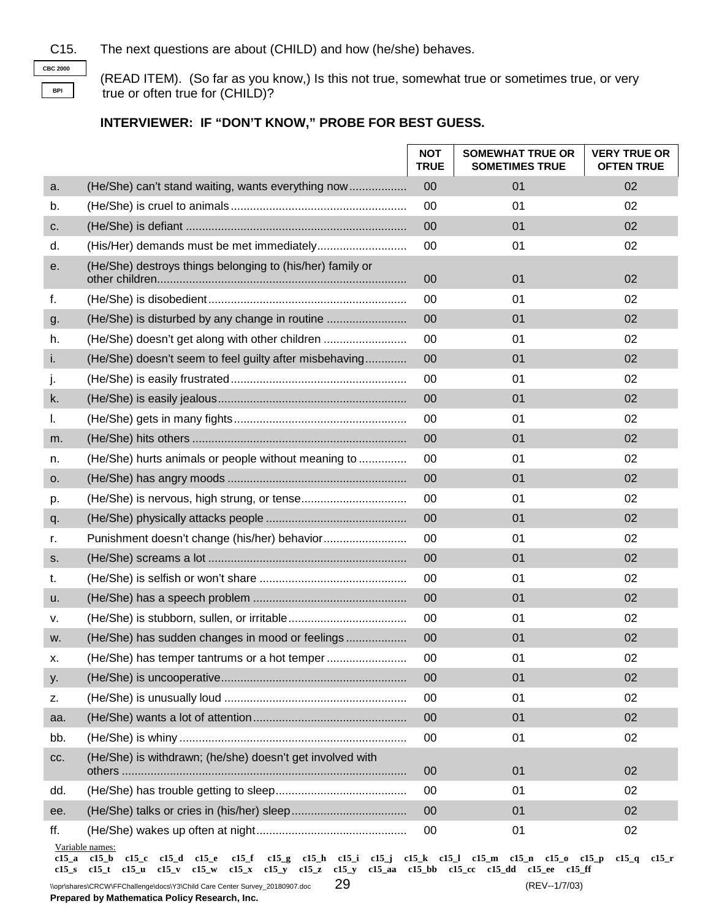C15. The next questions are about (CHILD) and how (he/she) behaves.

CBC 2000

BPI

(READ ITEM). (So far as you know,) Is this not true, somewhat true or sometimes true, or very true or often true for (CHILD)?

**INTERVIEWER: IF "DON'T KNOW," PROBE FOR BEST GUESS.**

| | | NOT TRUE | SOMEWHAT TRUE OR SOMETIMES TRUE | VERY TRUE OR OFTEN TRUE |
|---|---|---|---|---|
| a. | (He/She) can't stand waiting, wants everything now | 00 | 01 | 02 |
| b. | (He/She) is cruel to animals | 00 | 01 | 02 |
| c. | (He/She) is defiant | 00 | 01 | 02 |
| d. | (His/Her) demands must be met immediately | 00 | 01 | 02 |
| e. | (He/She) destroys things belonging to (his/her) family or other children | 00 | 01 | 02 |
| f. | (He/She) is disobedient | 00 | 01 | 02 |
| g. | (He/She) is disturbed by any change in routine | 00 | 01 | 02 |
| h. | (He/She) doesn't get along with other children | 00 | 01 | 02 |
| i. | (He/She) doesn't seem to feel guilty after misbehaving | 00 | 01 | 02 |
| j. | (He/She) is easily frustrated | 00 | 01 | 02 |
| k. | (He/She) is easily jealous | 00 | 01 | 02 |
| l. | (He/She) gets in many fights | 00 | 01 | 02 |
| m. | (He/She) hits others | 00 | 01 | 02 |
| n. | (He/She) hurts animals or people without meaning to | 00 | 01 | 02 |
| o. | (He/She) has angry moods | 00 | 01 | 02 |
| p. | (He/She) is nervous, high strung, or tense | 00 | 01 | 02 |
| q. | (He/She) physically attacks people | 00 | 01 | 02 |
| r. | Punishment doesn't change (his/her) behavior | 00 | 01 | 02 |
| s. | (He/She) screams a lot | 00 | 01 | 02 |
| t. | (He/She) is selfish or won't share | 00 | 01 | 02 |
| u. | (He/She) has a speech problem | 00 | 01 | 02 |
| v. | (He/She) is stubborn, sullen, or irritable | 00 | 01 | 02 |
| w. | (He/She) has sudden changes in mood or feelings | 00 | 01 | 02 |
| x. | (He/She) has temper tantrums or a hot temper | 00 | 01 | 02 |
| y. | (He/She) is uncooperative | 00 | 01 | 02 |
| z. | (He/She) is unusually loud | 00 | 01 | 02 |
| aa. | (He/She) wants a lot of attention | 00 | 01 | 02 |
| bb. | (He/She) is whiny | 00 | 01 | 02 |
| cc. | (He/She) is withdrawn; (he/she) doesn't get involved with others | 00 | 01 | 02 |
| dd. | (He/She) has trouble getting to sleep | 00 | 01 | 02 |
| ee. | (He/She) talks or cries in (his/her) sleep | 00 | 01 | 02 |
| ff. | (He/She) wakes up often at night | 00 | 01 | 02 |

Variable names:
**c15_a c15_b c15_c c15_d c15_e c15_f c15_g c15_h c15_i c15_j c15_k c15_l c15_m c15_n c15_o c15_p c15_q c15_r c15_s c15_t c15_u c15_v c15_w c15_x c15_y c15_z c15_y c15_aa c15_bb c15_cc c15_dd c15_ee c15_ff**

\\opr\shares\CRCW\FFChallenge\docs\Y3\Child Care Center Survey_20180907.doc (REV--1/7/03)

**Prepared by Mathematica Policy Research, Inc.**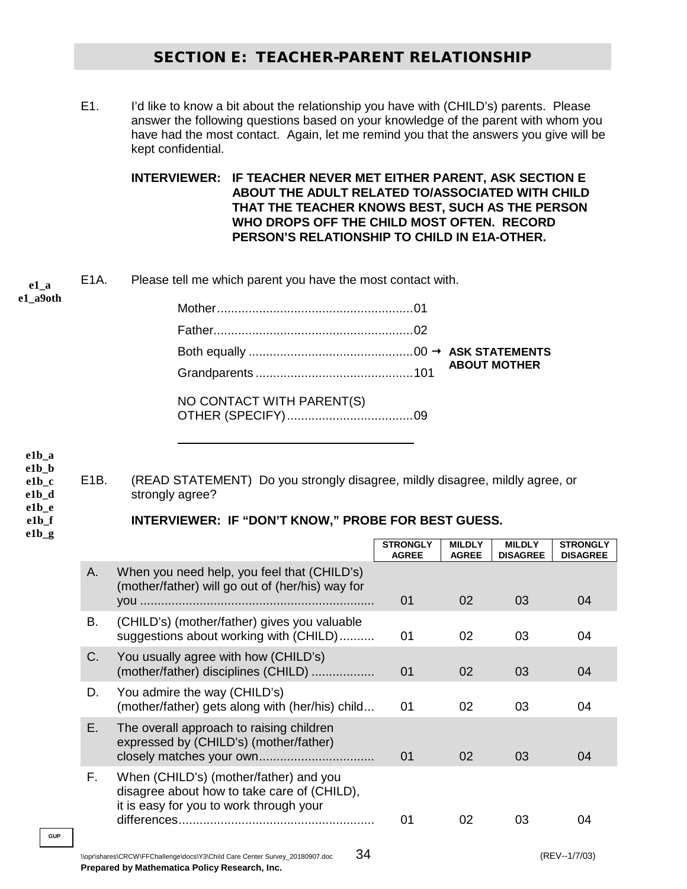## SECTION E: TEACHER-PARENT RELATIONSHIP

E1. I'd like to know a bit about the relationship you have with (CHILD's) parents. Please answer the following questions based on your knowledge of the parent with whom you have had the most contact. Again, let me remind you that the answers you give will be kept confidential.

**INTERVIEWER: IF TEACHER NEVER MET EITHER PARENT, ASK SECTION E ABOUT THE ADULT RELATED TO/ASSOCIATED WITH CHILD THAT THE TEACHER KNOWS BEST, SUCH AS THE PERSON WHO DROPS OFF THE CHILD MOST OFTEN. RECORD PERSON'S RELATIONSHIP TO CHILD IN E1A-OTHER.**

e1_a
e1_a9oth

E1A. Please tell me which parent you have the most contact with.

- Mother....................................................01
- Father.....................................................02
- Both equally ............................................00 → **ASK STATEMENTS ABOUT MOTHER**
- Grandparents ..........................................101
- NO CONTACT WITH PARENT(S) OTHER (SPECIFY)...................................09

\_\_\_\_\_\_\_\_\_\_\_\_\_\_\_\_\_\_\_\_\_\_\_\_\_\_\_\_\_\_\_\_

e1b_a
e1b_b
e1b_c
e1b_d
e1b_e
e1b_f
e1b_g

E1B. (READ STATEMENT) Do you strongly disagree, mildly disagree, mildly agree, or strongly agree?

**INTERVIEWER: IF "DON'T KNOW," PROBE FOR BEST GUESS.**

| | | STRONGLY AGREE | MILDLY AGREE | MILDLY DISAGREE | STRONGLY DISAGREE |
|---|---|---|---|---|---|
| A. | When you need help, you feel that (CHILD's) (mother/father) will go out of (her/his) way for you .................................................................. | 01 | 02 | 03 | 04 |
| B. | (CHILD's) (mother/father) gives you valuable suggestions about working with (CHILD).......... | 01 | 02 | 03 | 04 |
| C. | You usually agree with how (CHILD's) (mother/father) disciplines (CHILD) .................. | 01 | 02 | 03 | 04 |
| D. | You admire the way (CHILD's) (mother/father) gets along with (her/his) child... | 01 | 02 | 03 | 04 |
| E. | The overall approach to raising children expressed by (CHILD's) (mother/father) closely matches your own................................ | 01 | 02 | 03 | 04 |
| F. | When (CHILD's) (mother/father) and you disagree about how to take care of (CHILD), it is easy for you to work through your differences........................................................ | 01 | 02 | 03 | 04 |

GUP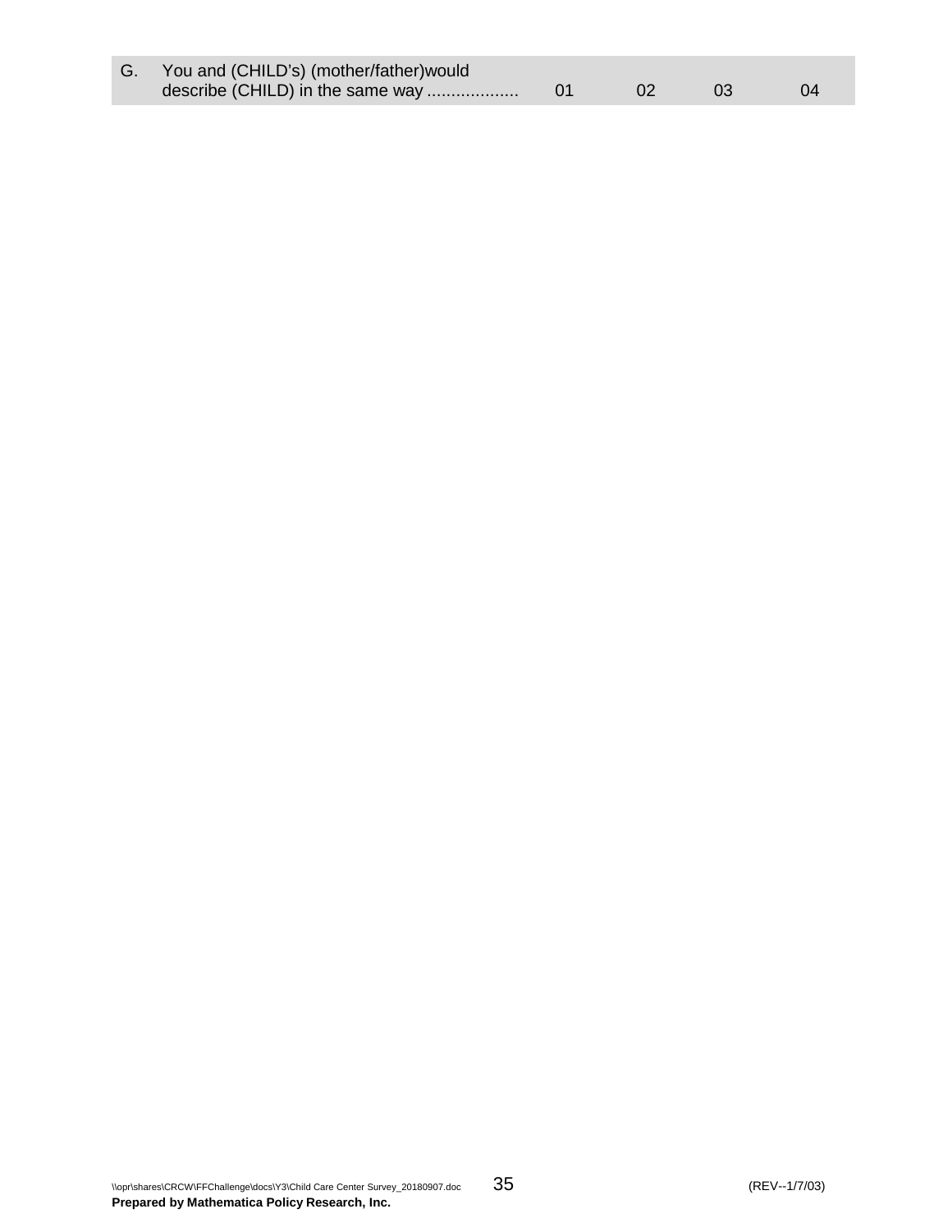| | | | | | |
|---|---|---|---|---|---|
| G. | You and (CHILD's) (mother/father)would describe (CHILD) in the same way .................. | 01 | 02 | 03 | 04 |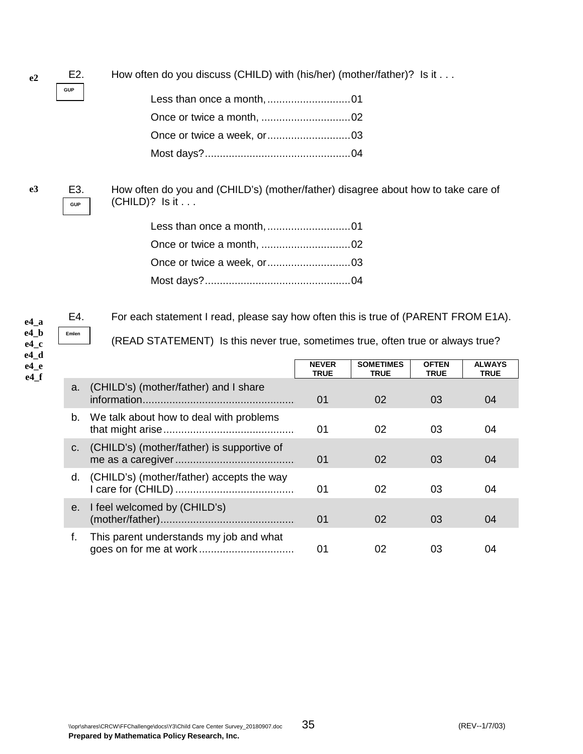e2 E2. GUP

How often do you discuss (CHILD) with (his/her) (mother/father)? Is it . . .

- Less than once a month, ............................01
- Once or twice a month, ..............................02
- Once or twice a week, or............................03
- Most days?.................................................04

e3 E3. GUP

How often do you and (CHILD's) (mother/father) disagree about how to take care of (CHILD)? Is it . . .

- Less than once a month, ............................01
- Once or twice a month, ..............................02
- Once or twice a week, or............................03
- Most days?.................................................04

e4_a e4_b e4_c e4_d e4_e e4_f E4. Emlen

For each statement I read, please say how often this is true of (PARENT FROM E1A).

(READ STATEMENT) Is this never true, sometimes true, often true or always true?

| | | NEVER TRUE | SOMETIMES TRUE | OFTEN TRUE | ALWAYS TRUE |
|---|---|---|---|---|---|
| a. | (CHILD's) (mother/father) and I share information.................................................. | 01 | 02 | 03 | 04 |
| b. | We talk about how to deal with problems that might arise........................................... | 01 | 02 | 03 | 04 |
| c. | (CHILD's) (mother/father) is supportive of me as a caregiver....................................... | 01 | 02 | 03 | 04 |
| d. | (CHILD's) (mother/father) accepts the way I care for (CHILD) ....................................... | 01 | 02 | 03 | 04 |
| e. | I feel welcomed by (CHILD's) (mother/father)............................................ | 01 | 02 | 03 | 04 |
| f. | This parent understands my job and what goes on for me at work ................................ | 01 | 02 | 03 | 04 |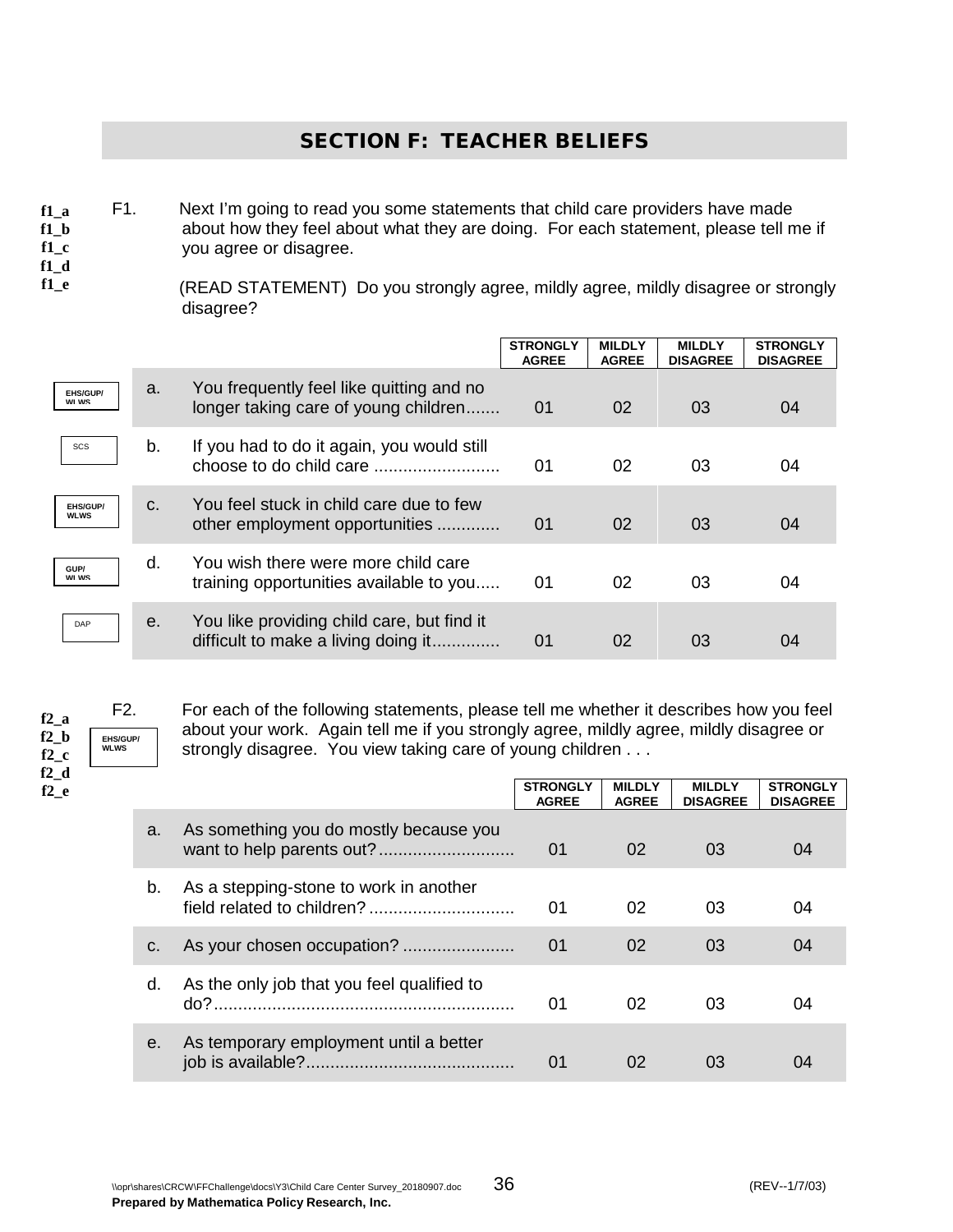## SECTION F: TEACHER BELIEFS

f1_a
f1_b
f1_c
f1_d
f1_e

F1. Next I'm going to read you some statements that child care providers have made about how they feel about what they are doing. For each statement, please tell me if you agree or disagree.

(READ STATEMENT) Do you strongly agree, mildly agree, mildly disagree or strongly disagree?

| | | | STRONGLY AGREE | MILDLY AGREE | MILDLY DISAGREE | STRONGLY DISAGREE |
|---|---|---|---|---|---|---|
| EHS/GUP/ WLWS | a. | You frequently feel like quitting and no longer taking care of young children....... | 01 | 02 | 03 | 04 |
| SCS | b. | If you had to do it again, you would still choose to do child care .......................... | 01 | 02 | 03 | 04 |
| EHS/GUP/ WLWS | c. | You feel stuck in child care due to few other employment opportunities ............. | 01 | 02 | 03 | 04 |
| GUP/ WLWS | d. | You wish there were more child care training opportunities available to you..... | 01 | 02 | 03 | 04 |
| DAP | e. | You like providing child care, but find it difficult to make a living doing it............. | 01 | 02 | 03 | 04 |

f2_a
f2_b
f2_c
f2_d
f2_e

EHS/GUP/ WLWS

F2. For each of the following statements, please tell me whether it describes how you feel about your work. Again tell me if you strongly agree, mildly agree, mildly disagree or strongly disagree. You view taking care of young children . . .

| | | STRONGLY AGREE | MILDLY AGREE | MILDLY DISAGREE | STRONGLY DISAGREE |
|---|---|---|---|---|---|
| a. | As something you do mostly because you want to help parents out?........................... | 01 | 02 | 03 | 04 |
| b. | As a stepping-stone to work in another field related to children?.............................. | 01 | 02 | 03 | 04 |
| c. | As your chosen occupation? ....................... | 01 | 02 | 03 | 04 |
| d. | As the only job that you feel qualified to do?............................................................... | 01 | 02 | 03 | 04 |
| e. | As temporary employment until a better job is available?........................................... | 01 | 02 | 03 | 04 |

\\opr\shares\CRCW\FFChallenge\docs\Y3\Child Care Center Survey_20180907.doc (REV--1/7/03)
**Prepared by Mathematica Policy Research, Inc.**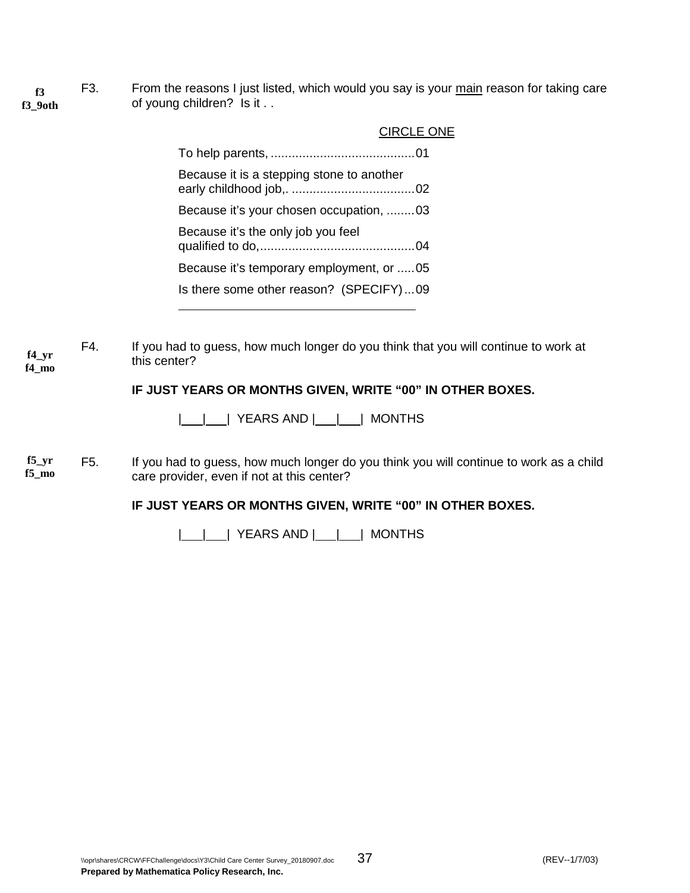**f3**
**f3_9oth**

F3. From the reasons I just listed, which would you say is your <u>main</u> reason for taking care of young children? Is it . .

<u>CIRCLE ONE</u>

To help parents, ......................................... 01

Because it is a stepping stone to another early childhood job,. ................................... 02

Because it's your chosen occupation, ........ 03

Because it's the only job you feel qualified to do,............................................ 04

Because it's temporary employment, or ..... 05

Is there some other reason? (SPECIFY) ... 09

______________________________________

**f4_yr**
**f4_mo**

F4. If you had to guess, how much longer do you think that you will continue to work at this center?

**IF JUST YEARS OR MONTHS GIVEN, WRITE "00" IN OTHER BOXES.**

|___|___| YEARS AND |___|___| MONTHS

**f5_yr**
**f5_mo**

F5. If you had to guess, how much longer do you think you will continue to work as a child care provider, even if not at this center?

**IF JUST YEARS OR MONTHS GIVEN, WRITE "00" IN OTHER BOXES.**

|___|___| YEARS AND |___|___| MONTHS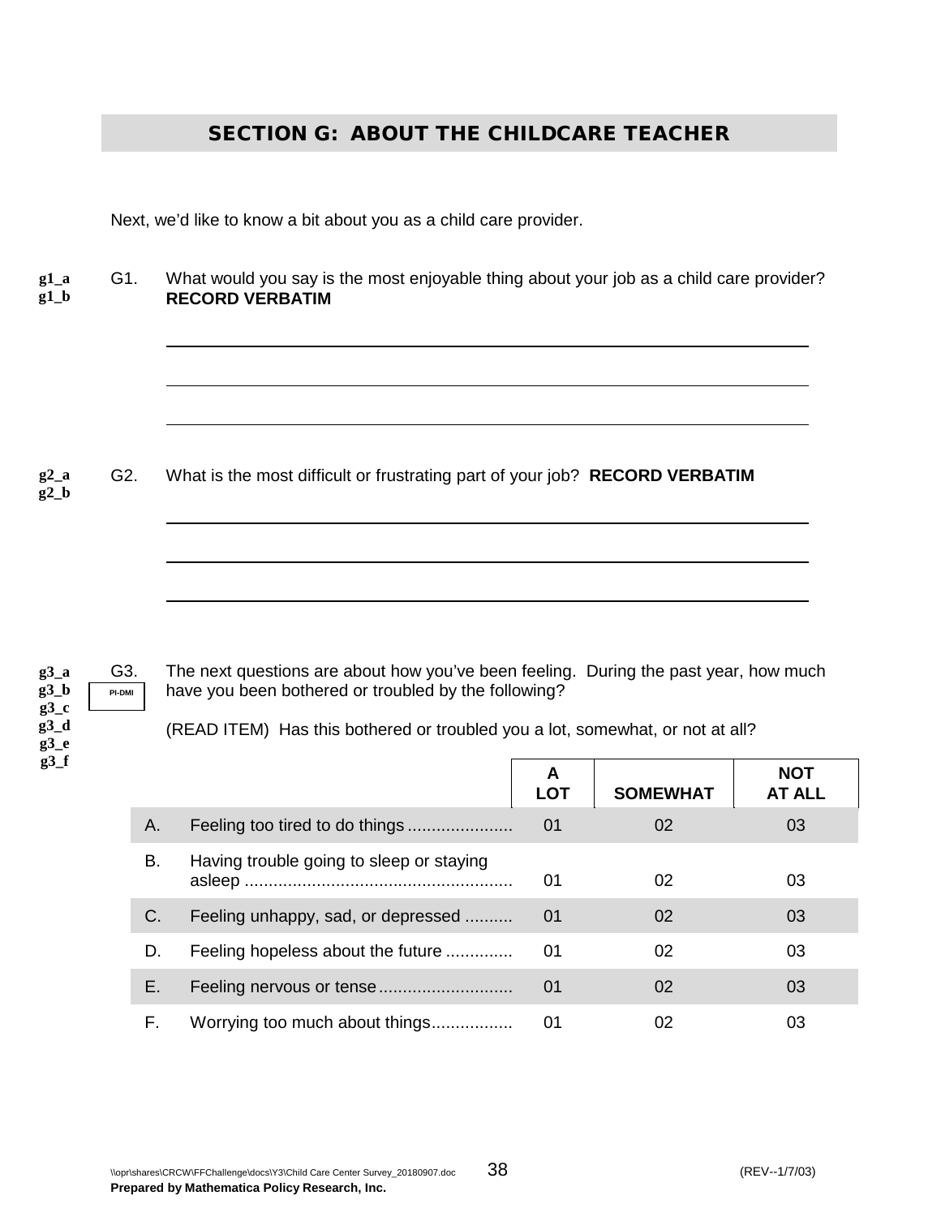## SECTION G: ABOUT THE CHILDCARE TEACHER

Next, we'd like to know a bit about you as a child care provider.

g1_a
g1_b

G1. What would you say is the most enjoyable thing about your job as a child care provider? **RECORD VERBATIM**

\_\_\_\_\_\_\_\_\_\_\_\_\_\_\_\_\_\_\_\_\_\_\_\_\_\_\_\_\_\_\_\_\_\_\_\_\_\_\_\_\_\_\_\_\_\_\_\_\_\_\_\_\_\_\_\_\_\_\_\_

\_\_\_\_\_\_\_\_\_\_\_\_\_\_\_\_\_\_\_\_\_\_\_\_\_\_\_\_\_\_\_\_\_\_\_\_\_\_\_\_\_\_\_\_\_\_\_\_\_\_\_\_\_\_\_\_\_\_\_\_

\_\_\_\_\_\_\_\_\_\_\_\_\_\_\_\_\_\_\_\_\_\_\_\_\_\_\_\_\_\_\_\_\_\_\_\_\_\_\_\_\_\_\_\_\_\_\_\_\_\_\_\_\_\_\_\_\_\_\_\_

g2_a
g2_b

G2. What is the most difficult or frustrating part of your job? **RECORD VERBATIM**

\_\_\_\_\_\_\_\_\_\_\_\_\_\_\_\_\_\_\_\_\_\_\_\_\_\_\_\_\_\_\_\_\_\_\_\_\_\_\_\_\_\_\_\_\_\_\_\_\_\_\_\_\_\_\_\_\_\_\_\_

\_\_\_\_\_\_\_\_\_\_\_\_\_\_\_\_\_\_\_\_\_\_\_\_\_\_\_\_\_\_\_\_\_\_\_\_\_\_\_\_\_\_\_\_\_\_\_\_\_\_\_\_\_\_\_\_\_\_\_\_

\_\_\_\_\_\_\_\_\_\_\_\_\_\_\_\_\_\_\_\_\_\_\_\_\_\_\_\_\_\_\_\_\_\_\_\_\_\_\_\_\_\_\_\_\_\_\_\_\_\_\_\_\_\_\_\_\_\_\_\_

g3_a
g3_b
g3_c
g3_d
g3_e
g3_f

G3. PI-DMI

The next questions are about how you've been feeling. During the past year, how much have you been bothered or troubled by the following?

(READ ITEM) Has this bothered or troubled you a lot, somewhat, or not at all?

| | | A LOT | SOMEWHAT | NOT AT ALL |
|---|---|---|---|---|
| A. | Feeling too tired to do things ...................... | 01 | 02 | 03 |
| B. | Having trouble going to sleep or staying asleep ....................................................... | 01 | 02 | 03 |
| C. | Feeling unhappy, sad, or depressed .......... | 01 | 02 | 03 |
| D. | Feeling hopeless about the future ............. | 01 | 02 | 03 |
| E. | Feeling nervous or tense ............................ | 01 | 02 | 03 |
| F. | Worrying too much about things................. | 01 | 02 | 03 |

\\opr\shares\CRCW\FFChallenge\docs\Y3\Child Care Center Survey_20180907.doc (REV--1/7/03)
**Prepared by Mathematica Policy Research, Inc.**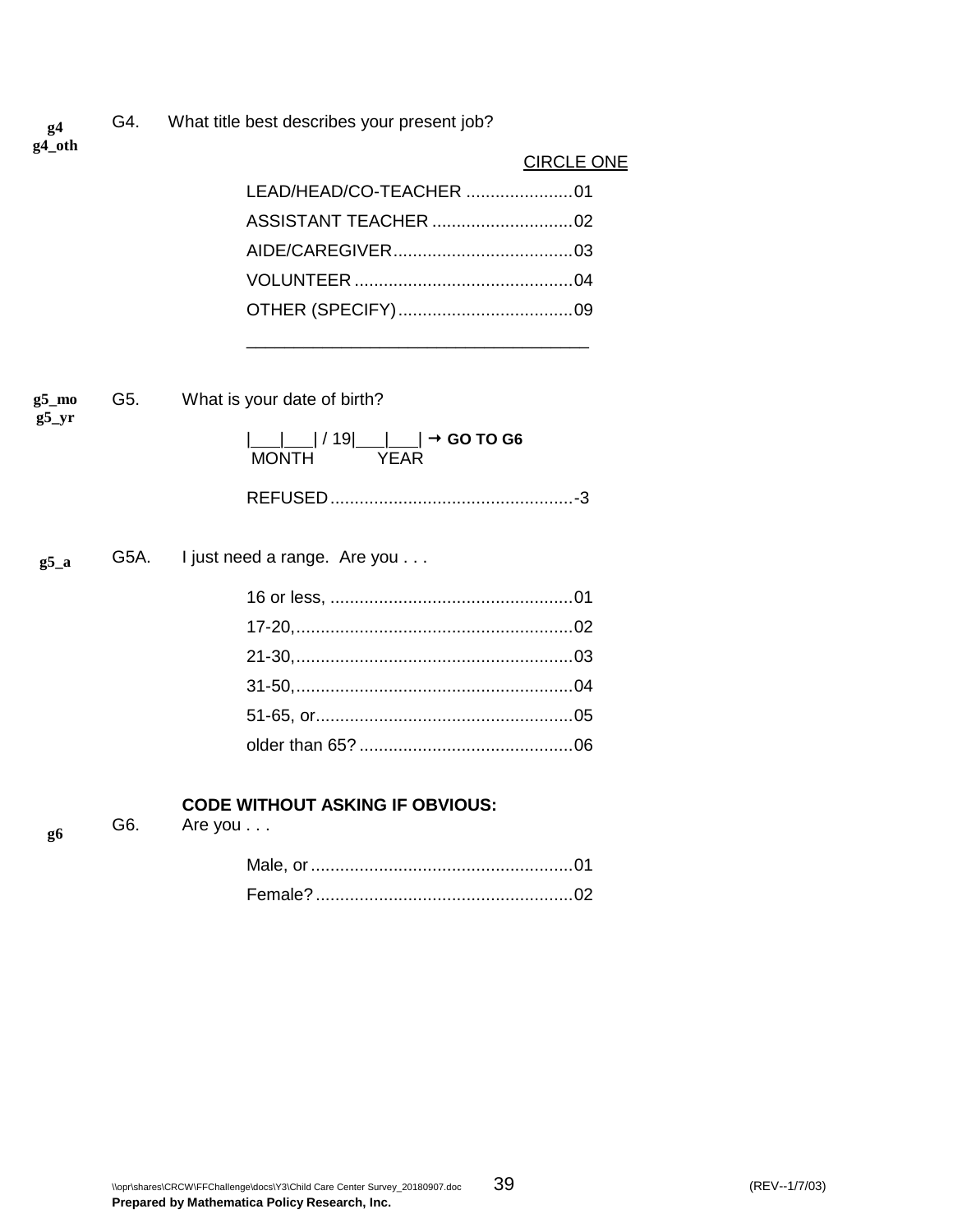g4
g4_oth

G4. What title best describes your present job?

CIRCLE ONE

LEAD/HEAD/CO-TEACHER ......................01
ASSISTANT TEACHER .............................02
AIDE/CAREGIVER.....................................03
VOLUNTEER .............................................04
OTHER (SPECIFY)....................................09

_____________________________________

g5_mo
g5_yr

G5. What is your date of birth?

|___|___| / 19|___|___| → **GO TO G6**
MONTH YEAR

REFUSED..................................................-3

g5_a

G5A. I just need a range. Are you . . .

16 or less, ..................................................01
17-20,.........................................................02
21-30,.........................................................03
31-50,.........................................................04
51-65, or.....................................................05
older than 65? ............................................06

g6

**CODE WITHOUT ASKING IF OBVIOUS:**

G6. Are you . . .

Male, or ......................................................01
Female? .....................................................02

\\opr\shares\CRCW\FFChallenge\docs\Y3\Child Care Center Survey_20180907.doc (REV--1/7/03)

**Prepared by Mathematica Policy Research, Inc.**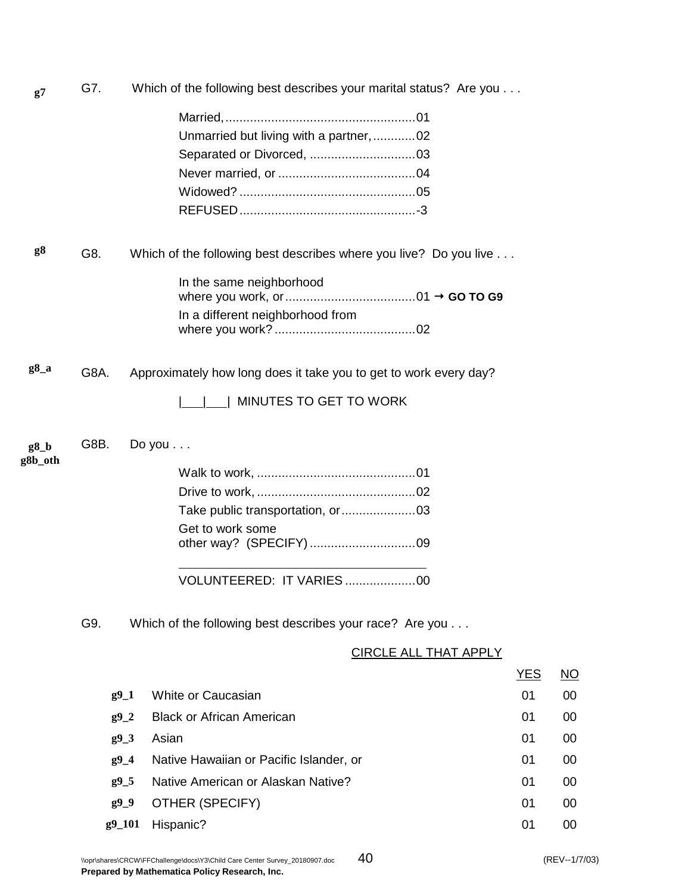**g7** G7. Which of the following best describes your marital status? Are you . . .

Married,......................................................01
Unmarried but living with a partner,............02
Separated or Divorced, ..............................03
Never married, or .......................................04
Widowed? ..................................................05
REFUSED..................................................-3

**g8** G8. Which of the following best describes where you live? Do you live . . .

In the same neighborhood where you work, or.....................................01 → **GO TO G9**
In a different neighborhood from where you work? ........................................02

**g8_a** G8A. Approximately how long does it take you to get to work every day?

|___|___| MINUTES TO GET TO WORK

**g8_b**
**g8b_oth** G8B. Do you . . .

Walk to work, .............................................01
Drive to work, .............................................02
Take public transportation, or.....................03
Get to work some other way? (SPECIFY) ..............................09

\_\_\_\_\_\_\_\_\_\_\_\_\_\_\_\_\_\_\_\_\_\_\_\_\_\_\_\_\_\_\_\_\_\_\_\_\_\_\_\_

VOLUNTEERED: IT VARIES ....................00

G9. Which of the following best describes your race? Are you . . .

CIRCLE ALL THAT APPLY

| | | YES | NO |
|---|---|---|---|
| **g9_1** | White or Caucasian | 01 | 00 |
| **g9_2** | Black or African American | 01 | 00 |
| **g9_3** | Asian | 01 | 00 |
| **g9_4** | Native Hawaiian or Pacific Islander, or | 01 | 00 |
| **g9_5** | Native American or Alaskan Native? | 01 | 00 |
| **g9_9** | OTHER (SPECIFY) | 01 | 00 |
| **g9_101** | Hispanic? | 01 | 00 |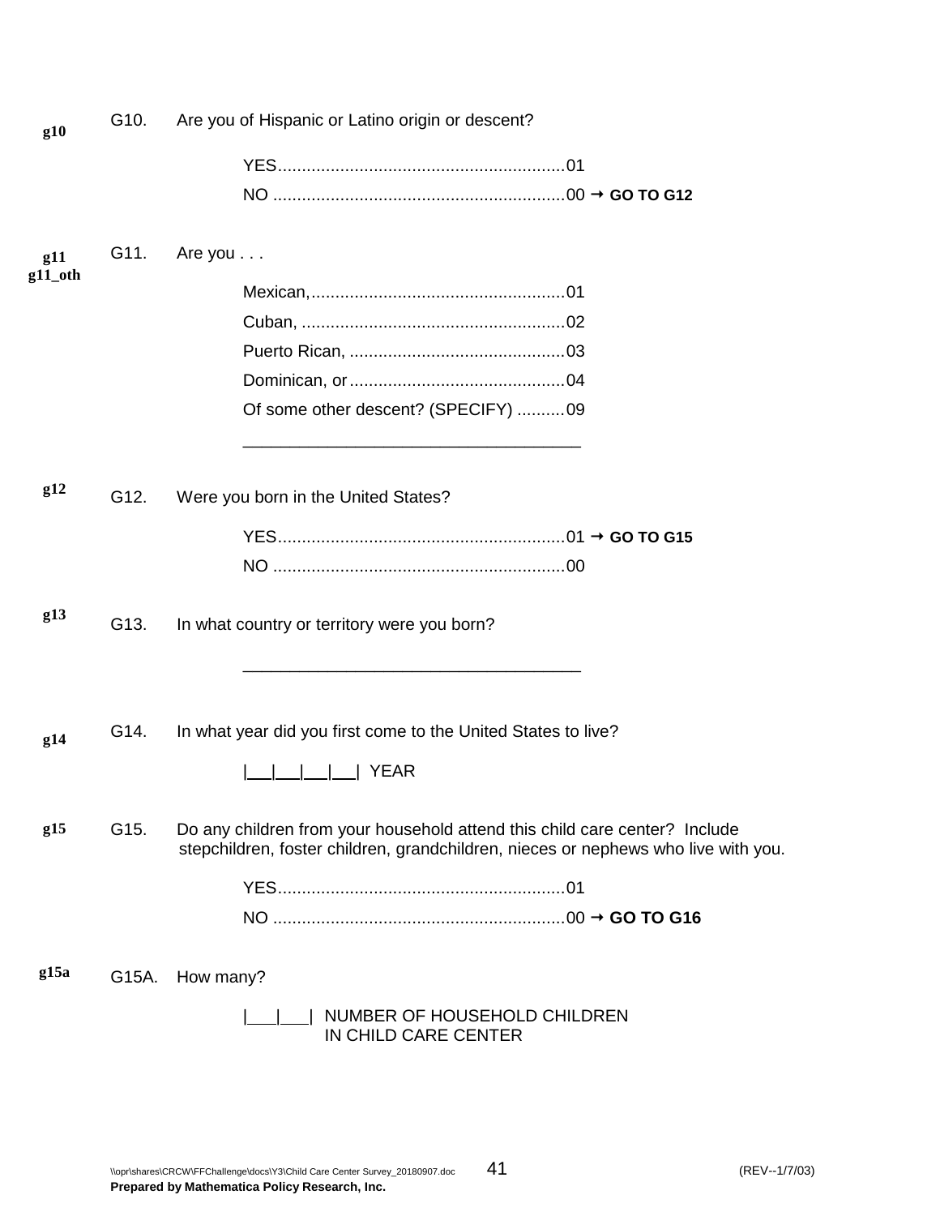**g10**

G10. Are you of Hispanic or Latino origin or descent?

YES............................................................01
NO ............................................................00 → **GO TO G12**

**g11**
**g11_oth**

G11. Are you . . .

Mexican,.....................................................01
Cuban, .......................................................02
Puerto Rican, .............................................03
Dominican, or.............................................04
Of some other descent? (SPECIFY) ..........09

____________________________________

**g12**

G12. Were you born in the United States?

YES............................................................01 → **GO TO G15**
NO ............................................................00

**g13**

G13. In what country or territory were you born?

____________________________________

**g14**

G14. In what year did you first come to the United States to live?

|___|___|___|___| YEAR

**g15**

G15. Do any children from your household attend this child care center? Include stepchildren, foster children, grandchildren, nieces or nephews who live with you.

YES............................................................01
NO ............................................................00 → **GO TO G16**

**g15a**

G15A. How many?

|___|___| NUMBER OF HOUSEHOLD CHILDREN IN CHILD CARE CENTER

\\opr\shares\CRCW\FFChallenge\docs\Y3\Child Care Center Survey_20180907.doc (REV--1/7/03)
**Prepared by Mathematica Policy Research, Inc.**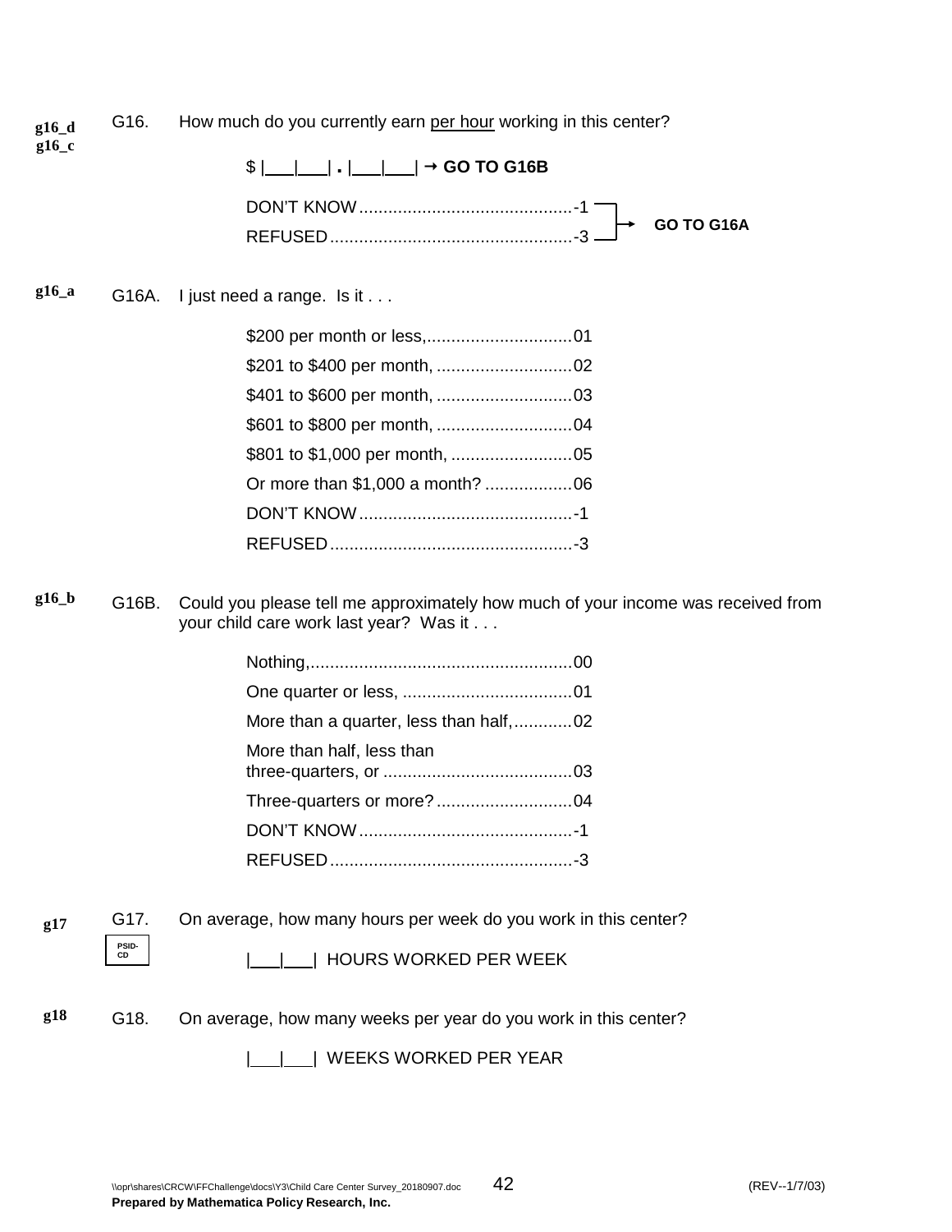g16_d
g16_c

G16. How much do you currently earn <u>per hour</u> working in this center?

$ |___|___| **.** |___|___| → **GO TO G16B**

DON'T KNOW............................................-1
REFUSED..................................................-3
→ **GO TO G16A**

g16_a

G16A. I just need a range. Is it . . .

$200 per month or less,..............................01
$201 to $400 per month, ............................02
$401 to $600 per month, ............................03
$601 to $800 per month, ............................04
$801 to $1,000 per month, .........................05
Or more than $1,000 a month? ..................06
DON'T KNOW............................................-1
REFUSED..................................................-3

g16_b

G16B. Could you please tell me approximately how much of your income was received from your child care work last year? Was it . . .

Nothing,......................................................00
One quarter or less, ...................................01
More than a quarter, less than half,............02
More than half, less than three-quarters, or .......................................03
Three-quarters or more? ............................04
DON'T KNOW............................................-1
REFUSED..................................................-3

g17

G17. On average, how many hours per week do you work in this center?

PSID-CD

|___|___| HOURS WORKED PER WEEK

g18

G18. On average, how many weeks per year do you work in this center?

|___|___| WEEKS WORKED PER YEAR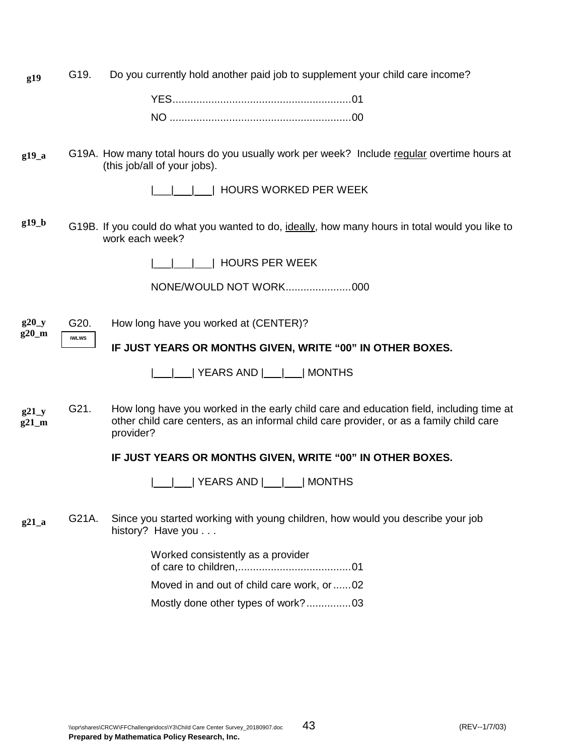g19 G19. Do you currently hold another paid job to supplement your child care income?

YES............................................................01
NO ............................................................00

g19_a G19A. How many total hours do you usually work per week? Include regular overtime hours at (this job/all of your jobs).

|___|___|___| HOURS WORKED PER WEEK

g19_b G19B. If you could do what you wanted to do, ideally, how many hours in total would you like to work each week?

|___|___|___| HOURS PER WEEK

NONE/WOULD NOT WORK......................000

g20_y
g20_m G20. How long have you worked at (CENTER)?

IWLWS

**IF JUST YEARS OR MONTHS GIVEN, WRITE "00" IN OTHER BOXES.**

|___|___| YEARS AND |___|___| MONTHS

g21_y
g21_m G21. How long have you worked in the early child care and education field, including time at other child care centers, as an informal child care provider, or as a family child care provider?

**IF JUST YEARS OR MONTHS GIVEN, WRITE "00" IN OTHER BOXES.**

|___|___| YEARS AND |___|___| MONTHS

g21_a G21A. Since you started working with young children, how would you describe your job history? Have you . . .

Worked consistently as a provider of care to children,......................................01
Moved in and out of child care work, or......02
Mostly done other types of work?...............03

\\opr\shares\CRCW\FFChallenge\docs\Y3\Child Care Center Survey_20180907.doc (REV--1/7/03)
**Prepared by Mathematica Policy Research, Inc.**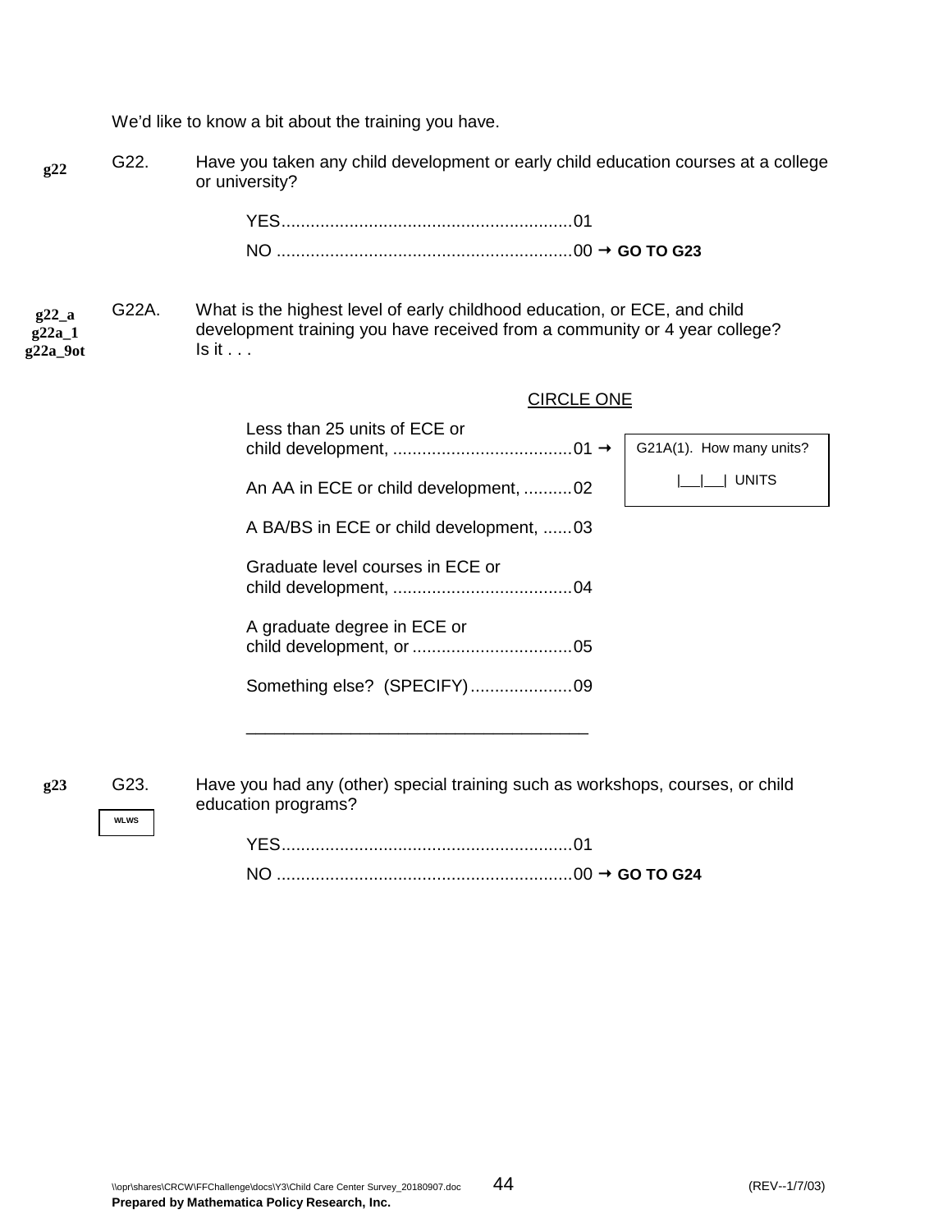We'd like to know a bit about the training you have.

**g22** G22. Have you taken any child development or early child education courses at a college or university?

YES............................................................01
NO .............................................................00 → **GO TO G23**

**g22_a g22a_1 g22a_9ot** G22A. What is the highest level of early childhood education, or ECE, and child development training you have received from a community or 4 year college? Is it . . .

CIRCLE ONE

Less than 25 units of ECE or child development, .....................................01 → G21A(1). How many units? |___|___| UNITS

An AA in ECE or child development, ..........02

A BA/BS in ECE or child development, ......03

Graduate level courses in ECE or child development, .....................................04

A graduate degree in ECE or child development, or .................................05

Something else? (SPECIFY).....................09

____________________________________

**g23** G23. Have you had any (other) special training such as workshops, courses, or child education programs?

WLWS

YES............................................................01
NO .............................................................00 → **GO TO G24**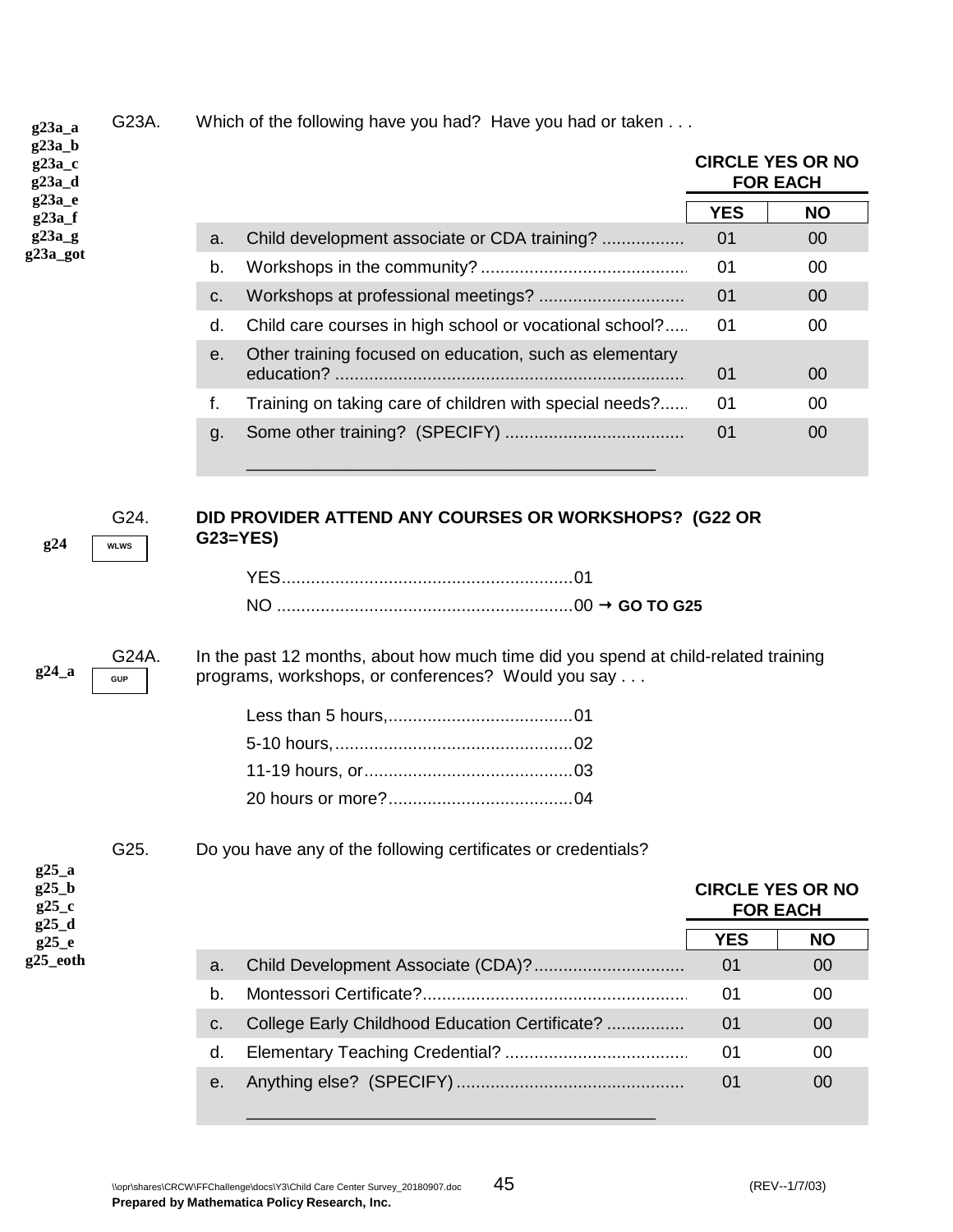g23a_a
g23a_b
g23a_c
g23a_d
g23a_e
g23a_f
g23a_g
g23a_got

G23A. Which of the following have you had? Have you had or taken . . .

| | | CIRCLE YES OR NO FOR EACH | |
|---|---|---|---|
| | | YES | NO |
| a. | Child development associate or CDA training? ................. | 01 | 00 |
| b. | Workshops in the community? ........................................... | 01 | 00 |
| c. | Workshops at professional meetings? ............................. | 01 | 00 |
| d. | Child care courses in high school or vocational school?..... | 01 | 00 |
| e. | Other training focused on education, such as elementary education? ........................................................................ | 01 | 00 |
| f. | Training on taking care of children with special needs?...... | 01 | 00 |
| g. | Some other training? (SPECIFY) ..................................... ___________________________________________ | 01 | 00 |

g24 WLWS

G24. **DID PROVIDER ATTEND ANY COURSES OR WORKSHOPS? (G22 OR G23=YES)**

YES............................................................01
NO .............................................................00 → **GO TO G25**

g24_a GUP

G24A. In the past 12 months, about how much time did you spend at child-related training programs, workshops, or conferences? Would you say . . .

Less than 5 hours,......................................01
5-10 hours,.................................................02
11-19 hours, or...........................................03
20 hours or more?......................................04

g25_a
g25_b
g25_c
g25_d
g25_e
g25_eoth

G25. Do you have any of the following certificates or credentials?

| | | CIRCLE YES OR NO FOR EACH | |
|---|---|---|---|
| | | YES | NO |
| a. | Child Development Associate (CDA)?............................... | 01 | 00 |
| b. | Montessori Certificate?....................................................... | 01 | 00 |
| c. | College Early Childhood Education Certificate? ................ | 01 | 00 |
| d. | Elementary Teaching Credential? ...................................... | 01 | 00 |
| e. | Anything else? (SPECIFY) ............................................... ___________________________________________ | 01 | 00 |

\\opr\shares\CRCW\FFChallenge\docs\Y3\Child Care Center Survey_20180907.doc (REV--1/7/03)
**Prepared by Mathematica Policy Research, Inc.**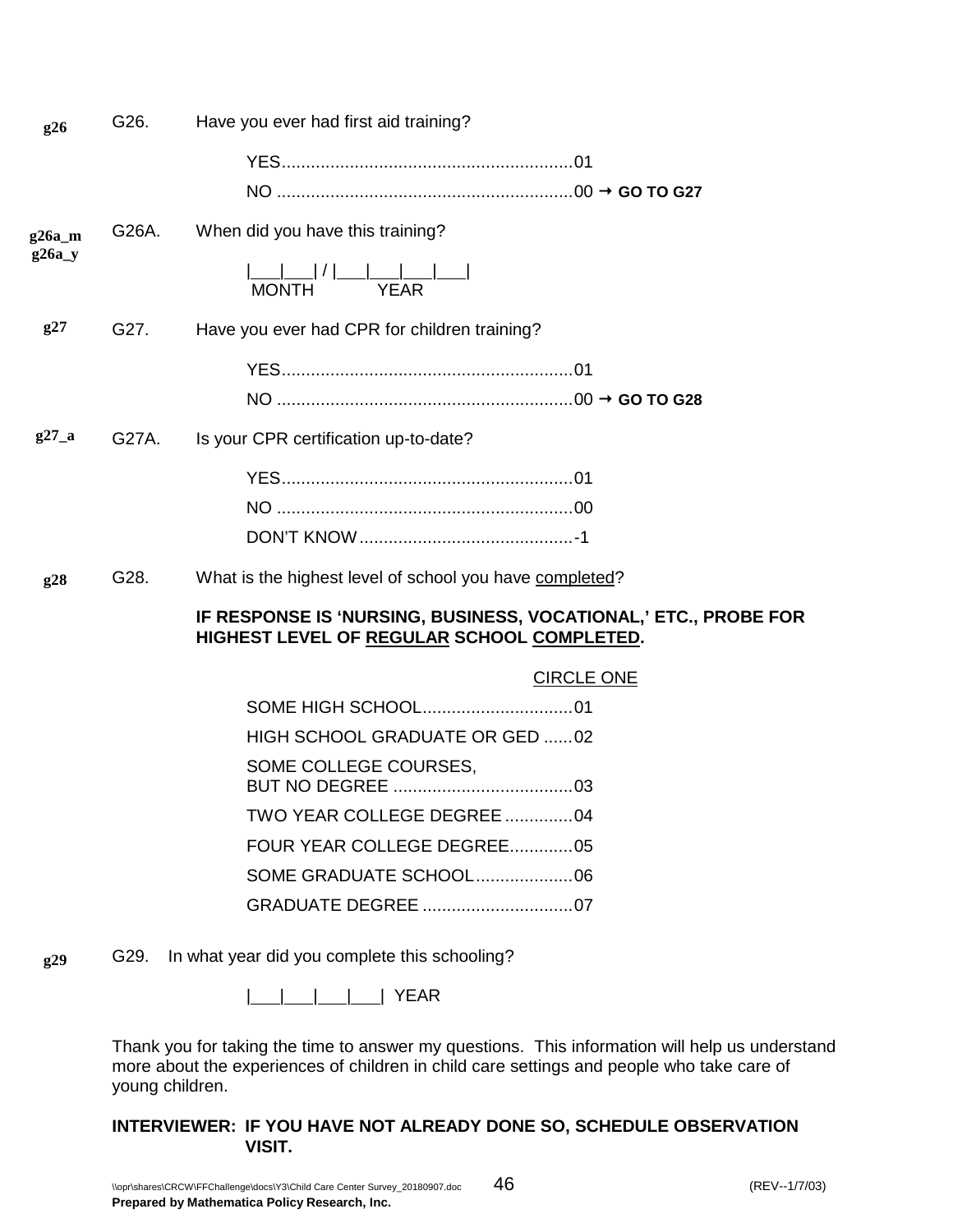**g26** G26. Have you ever had first aid training?

YES............................................................01
NO ............................................................00 → **GO TO G27**

**g26a_m**
**g26a_y** G26A. When did you have this training?

|___|___| / |___|___|___|___|
MONTH YEAR

**g27** G27. Have you ever had CPR for children training?

YES............................................................01
NO ............................................................00 → **GO TO G28**

**g27_a** G27A. Is your CPR certification up-to-date?

YES............................................................01
NO ............................................................00
DON'T KNOW............................................-1

**g28** G28. What is the highest level of school you have <u>completed</u>?

**IF RESPONSE IS 'NURSING, BUSINESS, VOCATIONAL,' ETC., PROBE FOR HIGHEST LEVEL OF <u>REGULAR</u> SCHOOL <u>COMPLETED</u>.**

<u>CIRCLE ONE</u>

SOME HIGH SCHOOL...............................01
HIGH SCHOOL GRADUATE OR GED ......02
SOME COLLEGE COURSES, BUT NO DEGREE .....................................03
TWO YEAR COLLEGE DEGREE ..............04
FOUR YEAR COLLEGE DEGREE.............05
SOME GRADUATE SCHOOL....................06
GRADUATE DEGREE ...............................07

**g29** G29. In what year did you complete this schooling?

|___|___|___|___| YEAR

Thank you for taking the time to answer my questions. This information will help us understand more about the experiences of children in child care settings and people who take care of young children.

**INTERVIEWER: IF YOU HAVE NOT ALREADY DONE SO, SCHEDULE OBSERVATION VISIT.**